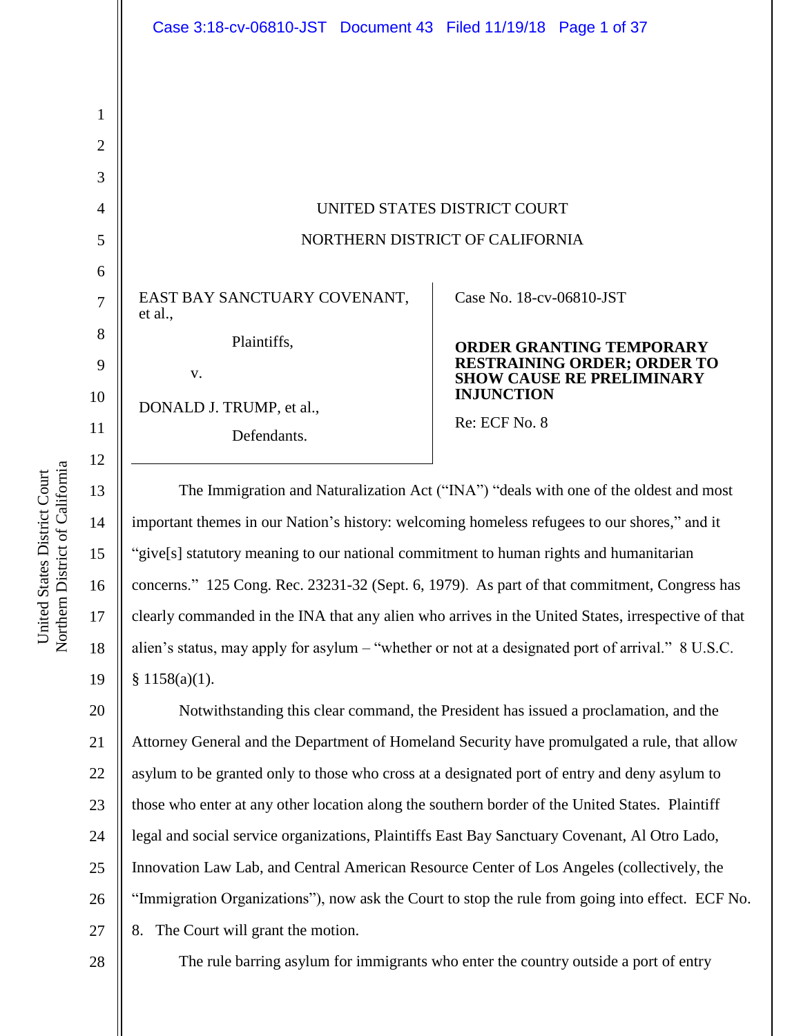UNITED STATES DISTRICT COURT

NORTHERN DISTRICT OF CALIFORNIA

EAST BAY SANCTUARY COVENANT, et al.,

Plaintiffs,

v.

DONALD J. TRUMP, et al.,

Defendants.

Case No. 18-cv-06810-JST

**ORDER GRANTING TEMPORARY RESTRAINING ORDER; ORDER TO SHOW CAUSE RE PRELIMINARY INJUNCTION**

Re: ECF No. 8

The Immigration and Naturalization Act ("INA") "deals with one of the oldest and most important themes in our Nation's history: welcoming homeless refugees to our shores," and it "give[s] statutory meaning to our national commitment to human rights and humanitarian concerns." 125 Cong. Rec. 23231-32 (Sept. 6, 1979). As part of that commitment, Congress has clearly commanded in the INA that any alien who arrives in the United States, irrespective of that alien's status, may apply for asylum – "whether or not at a designated port of arrival." 8 U.S.C. § 1158(a)(1).

Notwithstanding this clear command, the President has issued a proclamation, and the Attorney General and the Department of Homeland Security have promulgated a rule, that allow asylum to be granted only to those who cross at a designated port of entry and deny asylum to those who enter at any other location along the southern border of the United States. Plaintiff legal and social service organizations, Plaintiffs East Bay Sanctuary Covenant, Al Otro Lado, Innovation Law Lab, and Central American Resource Center of Los Angeles (collectively, the "Immigration Organizations"), now ask the Court to stop the rule from going into effect. ECF No. 8. The Court will grant the motion.

The rule barring asylum for immigrants who enter the country outside a port of entry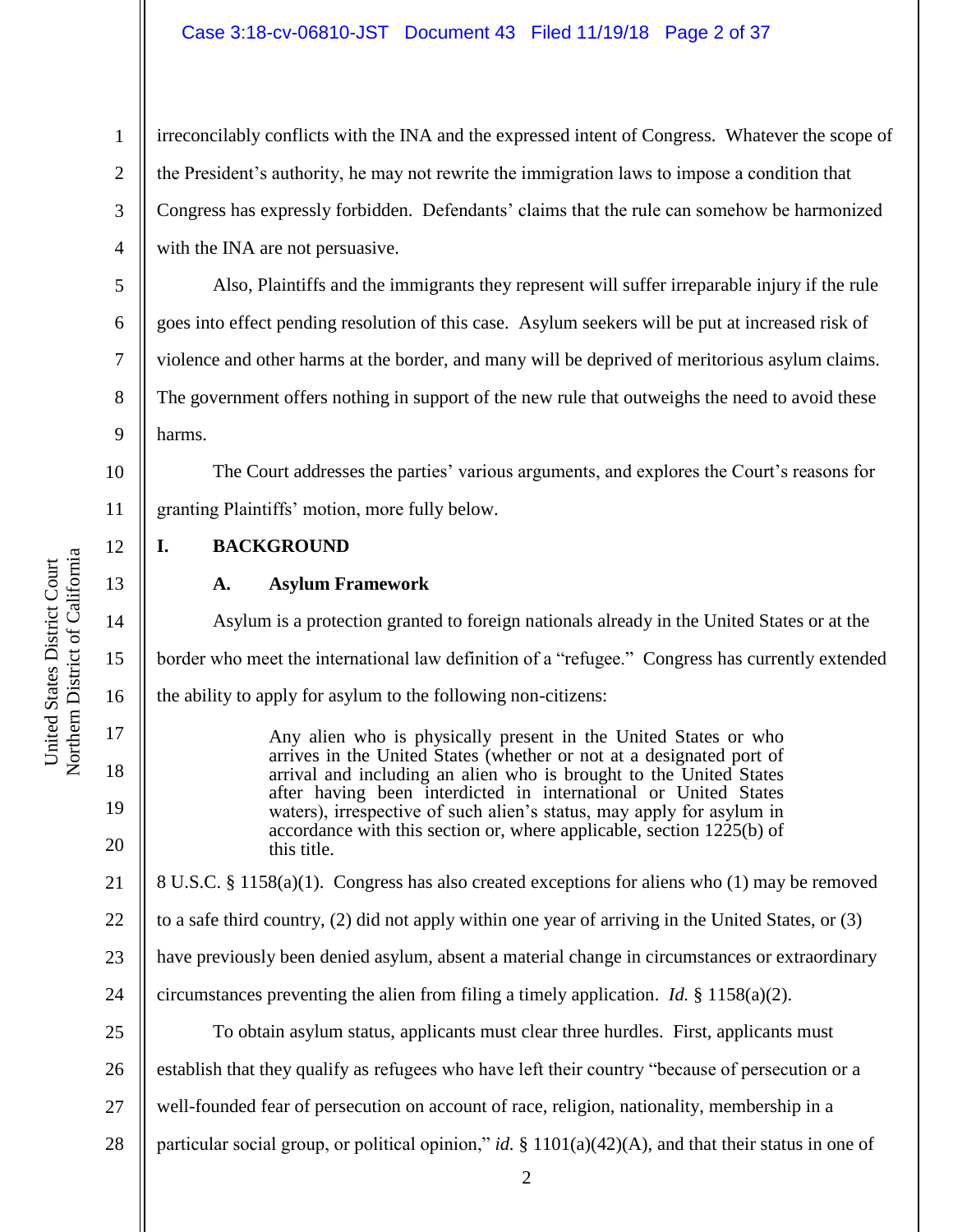irreconcilably conflicts with the INA and the expressed intent of Congress. Whatever the scope of the President's authority, he may not rewrite the immigration laws to impose a condition that Congress has expressly forbidden. Defendants' claims that the rule can somehow be harmonized with the INA are not persuasive.

Also, Plaintiffs and the immigrants they represent will suffer irreparable injury if the rule goes into effect pending resolution of this case. Asylum seekers will be put at increased risk of violence and other harms at the border, and many will be deprived of meritorious asylum claims. The government offers nothing in support of the new rule that outweighs the need to avoid these harms.

The Court addresses the parties' various arguments, and explores the Court's reasons for granting Plaintiffs' motion, more fully below.

## I. BACKGROUND

### A. Asylum Framework

Asylum is a protection granted to foreign nationals already in the United States or at the border who meet the international law definition of a "refugee." Congress has currently extended the ability to apply for asylum to the following non-citizens:

> Any alien who is physically present in the United States or who arrives in the United States (whether or not at a designated port of arrival and including an alien who is brought to the United States after having been interdicted in international or United States waters), irrespective of such alien's status, may apply for asylum in accordance with this section or, where applicable, section 1225(b) of this title.

8 U.S.C. § 1158(a)(1). Congress has also created exceptions for aliens who (1) may be removed to a safe third country, (2) did not apply within one year of arriving in the United States, or (3) have previously been denied asylum, absent a material change in circumstances or extraordinary circumstances preventing the alien from filing a timely application. *Id.* § 1158(a)(2).

To obtain asylum status, applicants must clear three hurdles. First, applicants must establish that they qualify as refugees who have left their country "because of persecution or a well-founded fear of persecution on account of race, religion, nationality, membership in a particular social group, or political opinion," *id.* § 1101(a)(42)(A), and that their status in one of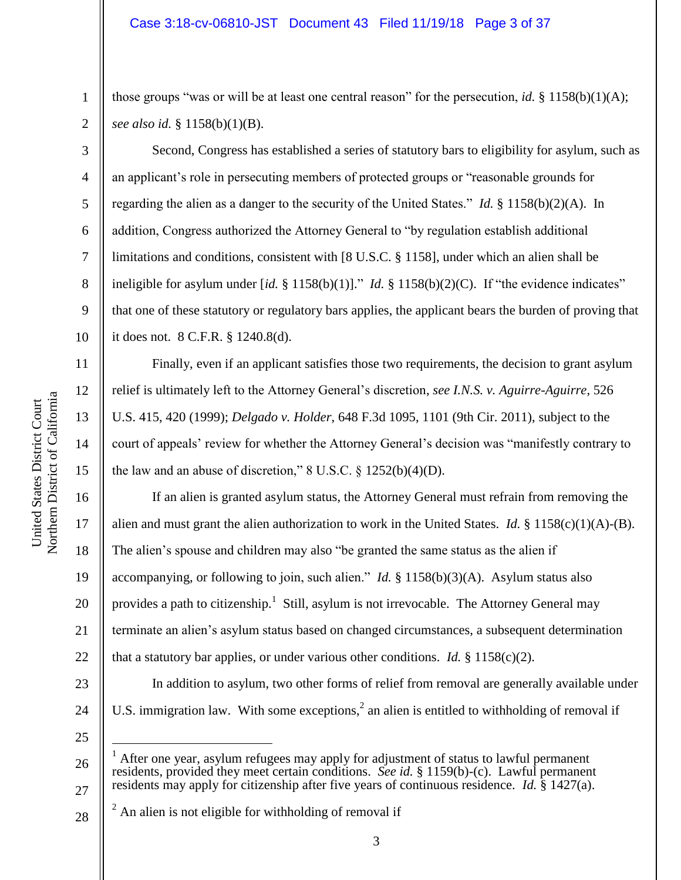those groups "was or will be at least one central reason" for the persecution, *id.* § 1158(b)(1)(A); *see also id.* § 1158(b)(1)(B).

Second, Congress has established a series of statutory bars to eligibility for asylum, such as an applicant's role in persecuting members of protected groups or "reasonable grounds for regarding the alien as a danger to the security of the United States." *Id.* § 1158(b)(2)(A). In addition, Congress authorized the Attorney General to "by regulation establish additional limitations and conditions, consistent with [8 U.S.C. § 1158], under which an alien shall be ineligible for asylum under [*id.* § 1158(b)(1)]." *Id.* § 1158(b)(2)(C). If "the evidence indicates" that one of these statutory or regulatory bars applies, the applicant bears the burden of proving that it does not. 8 C.F.R. § 1240.8(d).

Finally, even if an applicant satisfies those two requirements, the decision to grant asylum relief is ultimately left to the Attorney General's discretion, *see I.N.S. v. Aguirre-Aguirre*, 526 U.S. 415, 420 (1999); *Delgado v. Holder*, 648 F.3d 1095, 1101 (9th Cir. 2011), subject to the court of appeals' review for whether the Attorney General's decision was "manifestly contrary to the law and an abuse of discretion," 8 U.S.C. § 1252(b)(4)(D).

If an alien is granted asylum status, the Attorney General must refrain from removing the alien and must grant the alien authorization to work in the United States. *Id.* § 1158(c)(1)(A)-(B). The alien's spouse and children may also "be granted the same status as the alien if accompanying, or following to join, such alien." *Id.* § 1158(b)(3)(A). Asylum status also provides a path to citizenship.[1] Still, asylum is not irrevocable. The Attorney General may terminate an alien's asylum status based on changed circumstances, a subsequent determination that a statutory bar applies, or under various other conditions. *Id.* § 1158(c)(2).

In addition to asylum, two other forms of relief from removal are generally available under U.S. immigration law. With some exceptions,[2] an alien is entitled to withholding of removal if

---

[1] After one year, asylum refugees may apply for adjustment of status to lawful permanent residents, provided they meet certain conditions. *See id.* § 1159(b)-(c). Lawful permanent residents may apply for citizenship after five years of continuous residence. *Id.* § 1427(a).

[2] An alien is not eligible for withholding of removal if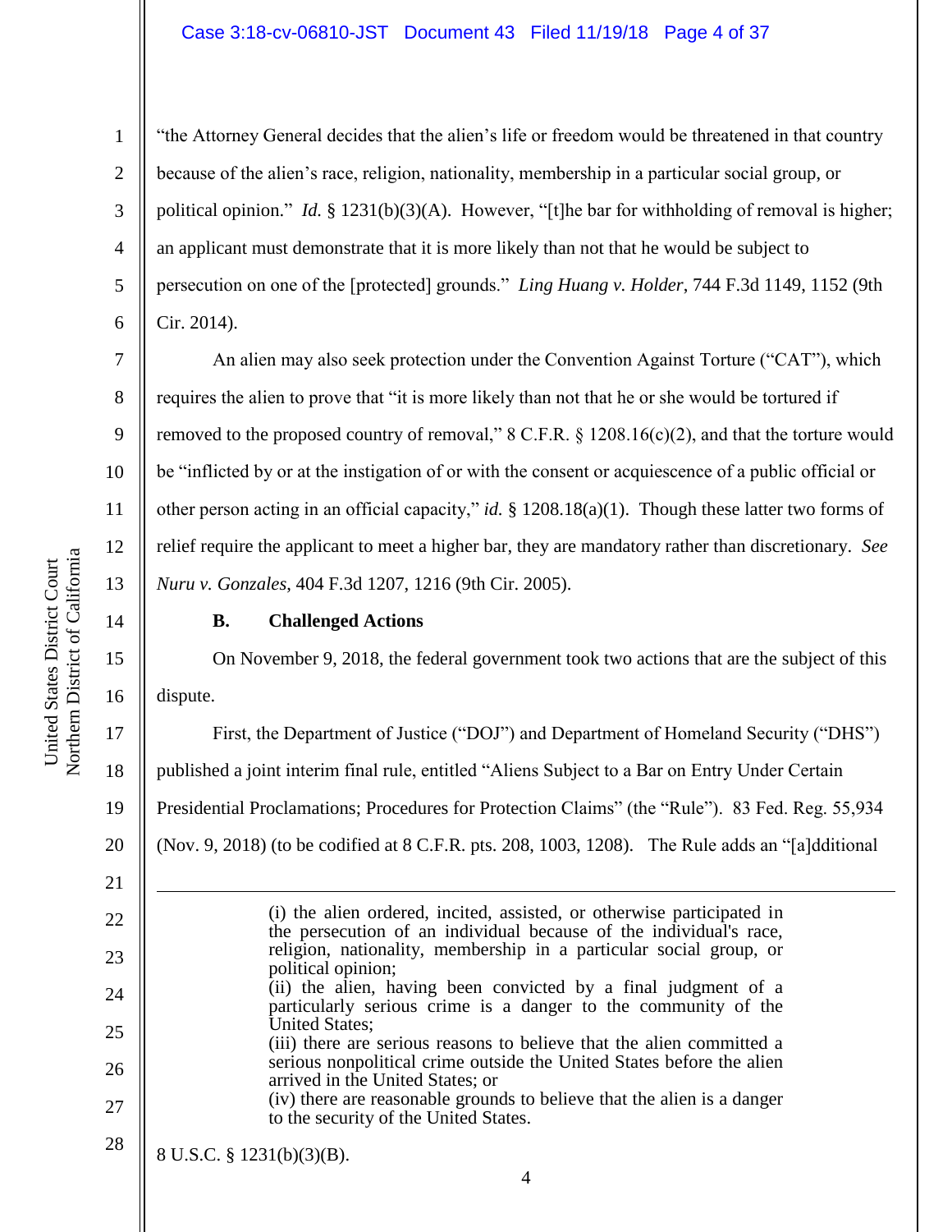"the Attorney General decides that the alien's life or freedom would be threatened in that country because of the alien's race, religion, nationality, membership in a particular social group, or political opinion." *Id.* § 1231(b)(3)(A). However, "[t]he bar for withholding of removal is higher; an applicant must demonstrate that it is more likely than not that he would be subject to persecution on one of the [protected] grounds." *Ling Huang v. Holder*, 744 F.3d 1149, 1152 (9th Cir. 2014).

An alien may also seek protection under the Convention Against Torture ("CAT"), which requires the alien to prove that "it is more likely than not that he or she would be tortured if removed to the proposed country of removal," 8 C.F.R. § 1208.16(c)(2), and that the torture would be "inflicted by or at the instigation of or with the consent or acquiescence of a public official or other person acting in an official capacity," *id.* § 1208.18(a)(1). Though these latter two forms of relief require the applicant to meet a higher bar, they are mandatory rather than discretionary. *See Nuru v. Gonzales*, 404 F.3d 1207, 1216 (9th Cir. 2005).

### B. Challenged Actions

On November 9, 2018, the federal government took two actions that are the subject of this dispute.

First, the Department of Justice ("DOJ") and Department of Homeland Security ("DHS") published a joint interim final rule, entitled "Aliens Subject to a Bar on Entry Under Certain Presidential Proclamations; Procedures for Protection Claims" (the "Rule"). 83 Fed. Reg. 55,934 (Nov. 9, 2018) (to be codified at 8 C.F.R. pts. 208, 1003, 1208). The Rule adds an "[a]dditional

---

> (i) the alien ordered, incited, assisted, or otherwise participated in the persecution of an individual because of the individual's race, religion, nationality, membership in a particular social group, or political opinion;
> (ii) the alien, having been convicted by a final judgment of a particularly serious crime is a danger to the community of the United States;
> (iii) there are serious reasons to believe that the alien committed a serious nonpolitical crime outside the United States before the alien arrived in the United States; or
> (iv) there are reasonable grounds to believe that the alien is a danger to the security of the United States.

8 U.S.C. § 1231(b)(3)(B).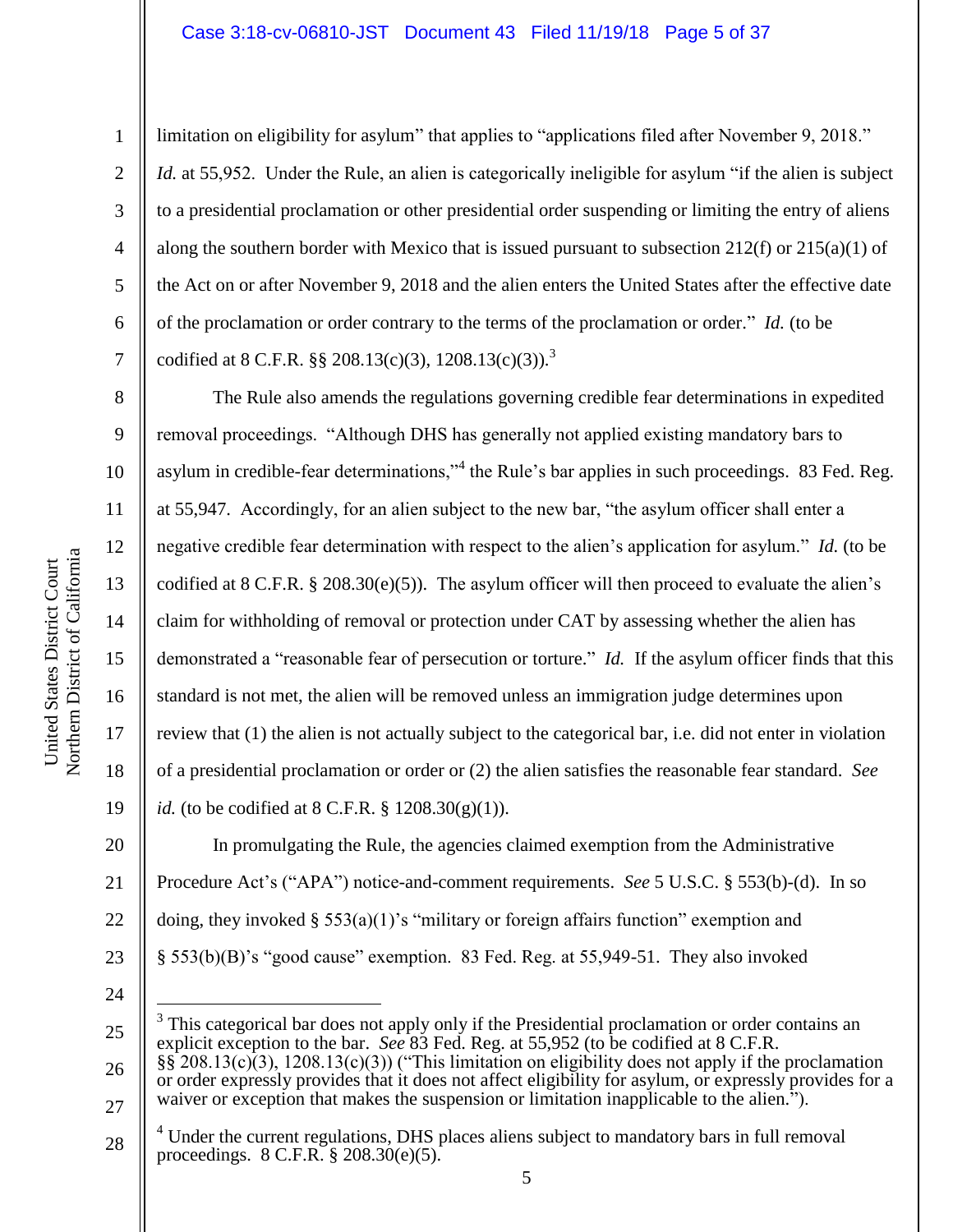limitation on eligibility for asylum" that applies to "applications filed after November 9, 2018." *Id.* at 55,952. Under the Rule, an alien is categorically ineligible for asylum "if the alien is subject to a presidential proclamation or other presidential order suspending or limiting the entry of aliens along the southern border with Mexico that is issued pursuant to subsection 212(f) or 215(a)(1) of the Act on or after November 9, 2018 and the alien enters the United States after the effective date of the proclamation or order contrary to the terms of the proclamation or order." *Id.* (to be codified at 8 C.F.R. §§ 208.13(c)(3), 1208.13(c)(3)).[3]

The Rule also amends the regulations governing credible fear determinations in expedited removal proceedings. "Although DHS has generally not applied existing mandatory bars to asylum in credible-fear determinations,"[4] the Rule's bar applies in such proceedings. 83 Fed. Reg. at 55,947. Accordingly, for an alien subject to the new bar, "the asylum officer shall enter a negative credible fear determination with respect to the alien's application for asylum." *Id.* (to be codified at 8 C.F.R. § 208.30(e)(5)). The asylum officer will then proceed to evaluate the alien's claim for withholding of removal or protection under CAT by assessing whether the alien has demonstrated a "reasonable fear of persecution or torture." *Id.* If the asylum officer finds that this standard is not met, the alien will be removed unless an immigration judge determines upon review that (1) the alien is not actually subject to the categorical bar, i.e. did not enter in violation of a presidential proclamation or order or (2) the alien satisfies the reasonable fear standard. *See id.* (to be codified at 8 C.F.R. § 1208.30(g)(1)).

In promulgating the Rule, the agencies claimed exemption from the Administrative Procedure Act's ("APA") notice-and-comment requirements. *See* 5 U.S.C. § 553(b)-(d). In so doing, they invoked § 553(a)(1)'s "military or foreign affairs function" exemption and § 553(b)(B)'s "good cause" exemption. 83 Fed. Reg. at 55,949-51. They also invoked

---

[3] This categorical bar does not apply only if the Presidential proclamation or order contains an explicit exception to the bar. *See* 83 Fed. Reg. at 55,952 (to be codified at 8 C.F.R. §§ 208.13(c)(3), 1208.13(c)(3)) ("This limitation on eligibility does not apply if the proclamation or order expressly provides that it does not affect eligibility for asylum, or expressly provides for a waiver or exception that makes the suspension or limitation inapplicable to the alien.").

[4] Under the current regulations, DHS places aliens subject to mandatory bars in full removal proceedings. 8 C.F.R. § 208.30(e)(5).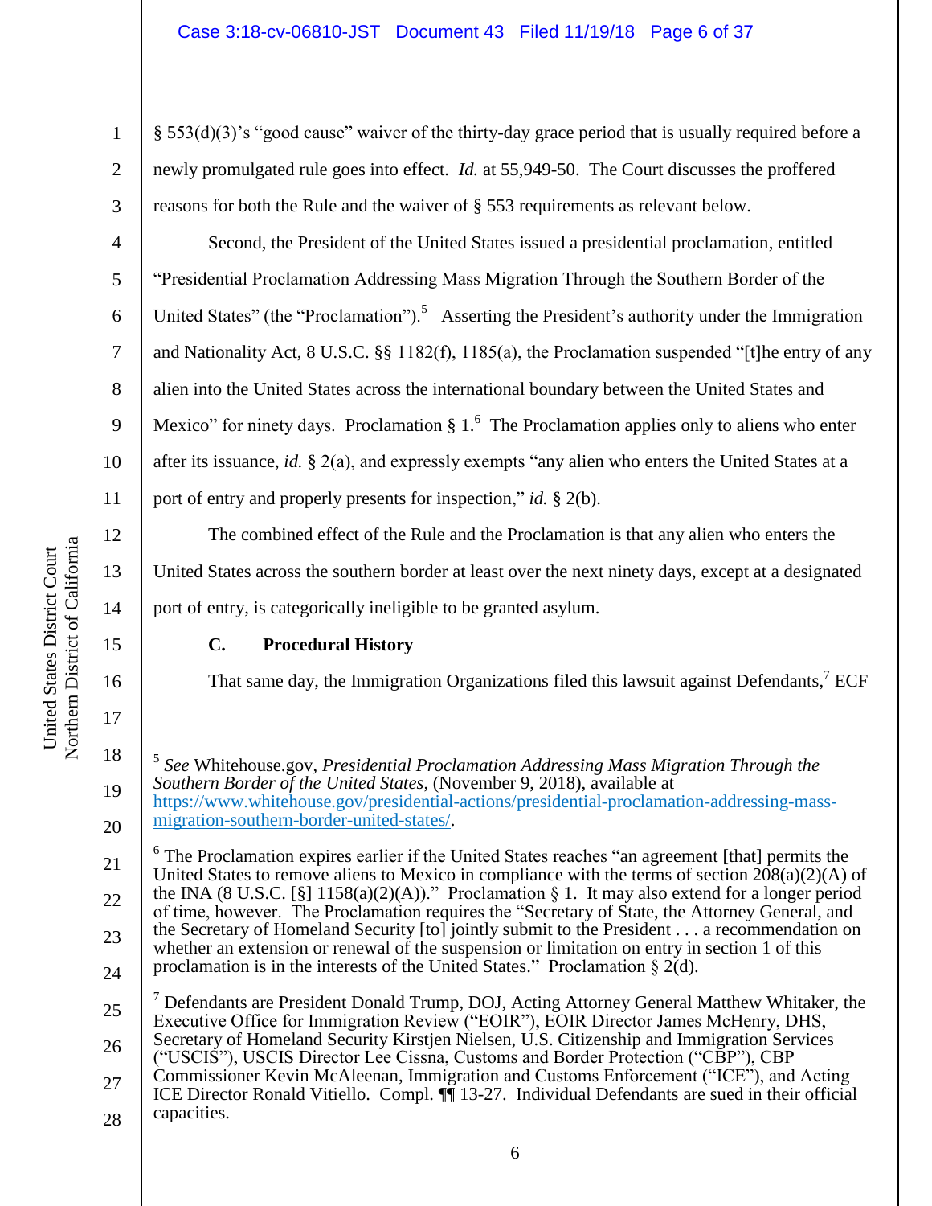§ 553(d)(3)'s "good cause" waiver of the thirty-day grace period that is usually required before a newly promulgated rule goes into effect. *Id.* at 55,949-50. The Court discusses the proffered reasons for both the Rule and the waiver of § 553 requirements as relevant below.

Second, the President of the United States issued a presidential proclamation, entitled "Presidential Proclamation Addressing Mass Migration Through the Southern Border of the United States" (the "Proclamation").[5] Asserting the President's authority under the Immigration and Nationality Act, 8 U.S.C. §§ 1182(f), 1185(a), the Proclamation suspended "[t]he entry of any alien into the United States across the international boundary between the United States and Mexico" for ninety days. Proclamation § 1.[6] The Proclamation applies only to aliens who enter after its issuance, *id.* § 2(a), and expressly exempts "any alien who enters the United States at a port of entry and properly presents for inspection," *id.* § 2(b).

The combined effect of the Rule and the Proclamation is that any alien who enters the United States across the southern border at least over the next ninety days, except at a designated port of entry, is categorically ineligible to be granted asylum.

### C. Procedural History

That same day, the Immigration Organizations filed this lawsuit against Defendants,[7] ECF

---

[5] *See* Whitehouse.gov, *Presidential Proclamation Addressing Mass Migration Through the Southern Border of the United States*, (November 9, 2018), available at https://www.whitehouse.gov/presidential-actions/presidential-proclamation-addressing-mass-migration-southern-border-united-states/.

[6] The Proclamation expires earlier if the United States reaches "an agreement [that] permits the United States to remove aliens to Mexico in compliance with the terms of section 208(a)(2)(A) of the INA (8 U.S.C. [§] 1158(a)(2)(A))." Proclamation § 1. It may also extend for a longer period of time, however. The Proclamation requires the "Secretary of State, the Attorney General, and the Secretary of Homeland Security [to] jointly submit to the President . . . a recommendation on whether an extension or renewal of the suspension or limitation on entry in section 1 of this proclamation is in the interests of the United States." Proclamation § 2(d).

[7] Defendants are President Donald Trump, DOJ, Acting Attorney General Matthew Whitaker, the Executive Office for Immigration Review ("EOIR"), EOIR Director James McHenry, DHS, Secretary of Homeland Security Kirstjen Nielsen, U.S. Citizenship and Immigration Services ("USCIS"), USCIS Director Lee Cissna, Customs and Border Protection ("CBP"), CBP Commissioner Kevin McAleenan, Immigration and Customs Enforcement ("ICE"), and Acting ICE Director Ronald Vitiello. Compl. ¶¶ 13-27. Individual Defendants are sued in their official capacities.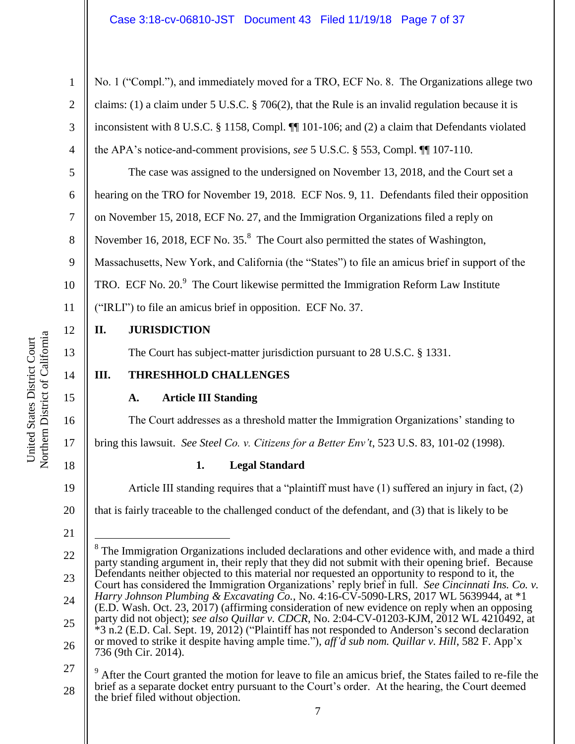No. 1 ("Compl."), and immediately moved for a TRO, ECF No. 8. The Organizations allege two claims: (1) a claim under 5 U.S.C. § 706(2), that the Rule is an invalid regulation because it is inconsistent with 8 U.S.C. § 1158, Compl. ¶¶ 101-106; and (2) a claim that Defendants violated the APA's notice-and-comment provisions, *see* 5 U.S.C. § 553, Compl. ¶¶ 107-110.

The case was assigned to the undersigned on November 13, 2018, and the Court set a hearing on the TRO for November 19, 2018. ECF Nos. 9, 11. Defendants filed their opposition on November 15, 2018, ECF No. 27, and the Immigration Organizations filed a reply on November 16, 2018, ECF No. 35.[8] The Court also permitted the states of Washington, Massachusetts, New York, and California (the "States") to file an amicus brief in support of the TRO. ECF No. 20.[9] The Court likewise permitted the Immigration Reform Law Institute ("IRLI") to file an amicus brief in opposition. ECF No. 37.

## II. JURISDICTION

The Court has subject-matter jurisdiction pursuant to 28 U.S.C. § 1331.

## III. THRESHHOLD CHALLENGES

### A. Article III Standing

The Court addresses as a threshold matter the Immigration Organizations' standing to bring this lawsuit. *See Steel Co. v. Citizens for a Better Env't*, 523 U.S. 83, 101-02 (1998).

#### 1. Legal Standard

Article III standing requires that a "plaintiff must have (1) suffered an injury in fact, (2) that is fairly traceable to the challenged conduct of the defendant, and (3) that is likely to be

---

[8] The Immigration Organizations included declarations and other evidence with, and made a third party standing argument in, their reply that they did not submit with their opening brief. Because Defendants neither objected to this material nor requested an opportunity to respond to it, the Court has considered the Immigration Organizations' reply brief in full. *See Cincinnati Ins. Co. v. Harry Johnson Plumbing & Excavating Co.*, No. 4:16-CV-5090-LRS, 2017 WL 5639944, at *1 (E.D. Wash. Oct. 23, 2017) (affirming consideration of new evidence on reply when an opposing party did not object); *see also Quillar v. CDCR*, No. 2:04-CV-01203-KJM, 2012 WL 4210492, at *3 n.2 (E.D. Cal. Sept. 19, 2012) ("Plaintiff has not responded to Anderson's second declaration or moved to strike it despite having ample time."), *aff'd sub nom. Quillar v. Hill*, 582 F. App'x 736 (9th Cir. 2014).

[9] After the Court granted the motion for leave to file an amicus brief, the States failed to re-file the brief as a separate docket entry pursuant to the Court's order. At the hearing, the Court deemed the brief filed without objection.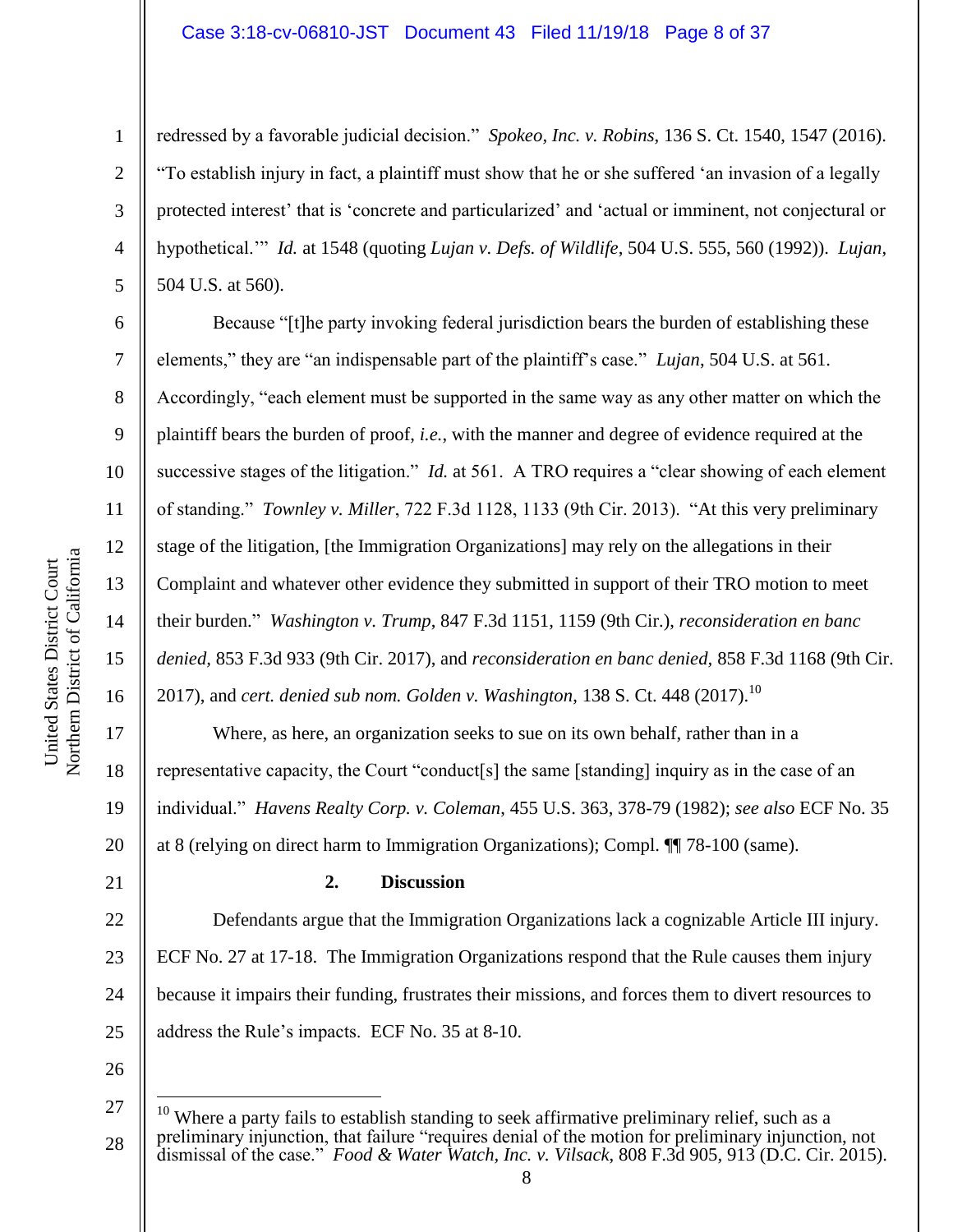redressed by a favorable judicial decision." *Spokeo, Inc. v. Robins*, 136 S. Ct. 1540, 1547 (2016). "To establish injury in fact, a plaintiff must show that he or she suffered 'an invasion of a legally protected interest' that is 'concrete and particularized' and 'actual or imminent, not conjectural or hypothetical.'" *Id.* at 1548 (quoting *Lujan v. Defs. of Wildlife*, 504 U.S. 555, 560 (1992)). *Lujan*, 504 U.S. at 560).

Because "[t]he party invoking federal jurisdiction bears the burden of establishing these elements," they are "an indispensable part of the plaintiff's case." *Lujan*, 504 U.S. at 561. Accordingly, "each element must be supported in the same way as any other matter on which the plaintiff bears the burden of proof, *i.e.*, with the manner and degree of evidence required at the successive stages of the litigation." *Id.* at 561. A TRO requires a "clear showing of each element of standing." *Townley v. Miller*, 722 F.3d 1128, 1133 (9th Cir. 2013). "At this very preliminary stage of the litigation, [the Immigration Organizations] may rely on the allegations in their Complaint and whatever other evidence they submitted in support of their TRO motion to meet their burden." *Washington v. Trump*, 847 F.3d 1151, 1159 (9th Cir.), *reconsideration en banc denied,* 853 F.3d 933 (9th Cir. 2017), and *reconsideration en banc denied,* 858 F.3d 1168 (9th Cir. 2017), and *cert. denied sub nom. Golden v. Washington*, 138 S. Ct. 448 (2017).[10]

Where, as here, an organization seeks to sue on its own behalf, rather than in a representative capacity, the Court "conduct[s] the same [standing] inquiry as in the case of an individual." *Havens Realty Corp. v. Coleman*, 455 U.S. 363, 378-79 (1982); *see also* ECF No. 35 at 8 (relying on direct harm to Immigration Organizations); Compl. ¶¶ 78-100 (same).

### 2. Discussion

Defendants argue that the Immigration Organizations lack a cognizable Article III injury. ECF No. 27 at 17-18. The Immigration Organizations respond that the Rule causes them injury because it impairs their funding, frustrates their missions, and forces them to divert resources to address the Rule's impacts. ECF No. 35 at 8-10.

---

[10] Where a party fails to establish standing to seek affirmative preliminary relief, such as a preliminary injunction, that failure "requires denial of the motion for preliminary injunction, not dismissal of the case." *Food & Water Watch, Inc. v. Vilsack*, 808 F.3d 905, 913 (D.C. Cir. 2015).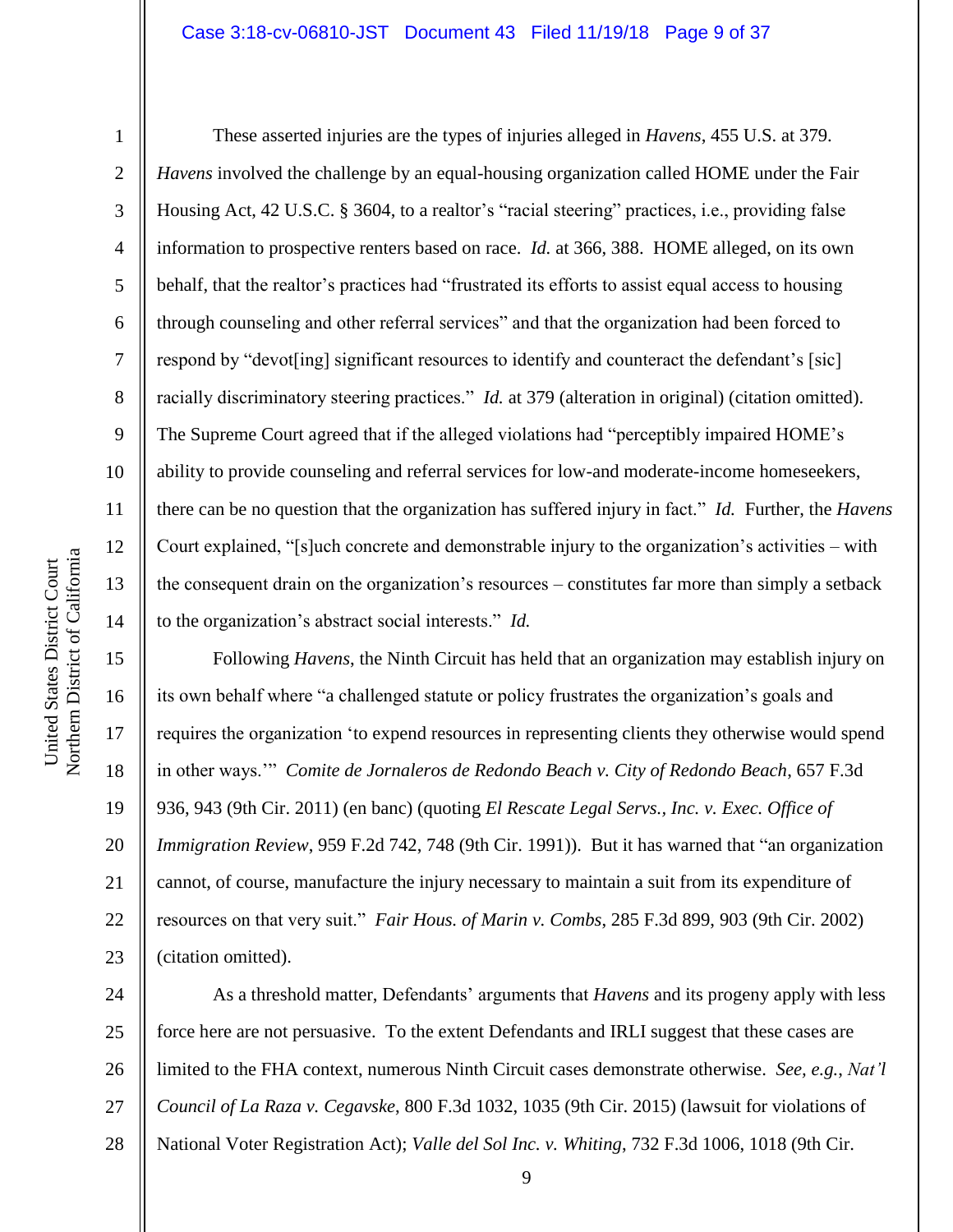These asserted injuries are the types of injuries alleged in *Havens*, 455 U.S. at 379. *Havens* involved the challenge by an equal-housing organization called HOME under the Fair Housing Act, 42 U.S.C. § 3604, to a realtor's "racial steering" practices, i.e., providing false information to prospective renters based on race. *Id.* at 366, 388. HOME alleged, on its own behalf, that the realtor's practices had "frustrated its efforts to assist equal access to housing through counseling and other referral services" and that the organization had been forced to respond by "devot[ing] significant resources to identify and counteract the defendant's [sic] racially discriminatory steering practices." *Id.* at 379 (alteration in original) (citation omitted). The Supreme Court agreed that if the alleged violations had "perceptibly impaired HOME's ability to provide counseling and referral services for low-and moderate-income homeseekers, there can be no question that the organization has suffered injury in fact." *Id.* Further, the *Havens* Court explained, "[s]uch concrete and demonstrable injury to the organization's activities – with the consequent drain on the organization's resources – constitutes far more than simply a setback to the organization's abstract social interests." *Id.*

Following *Havens*, the Ninth Circuit has held that an organization may establish injury on its own behalf where "a challenged statute or policy frustrates the organization's goals and requires the organization 'to expend resources in representing clients they otherwise would spend in other ways.'" *Comite de Jornaleros de Redondo Beach v. City of Redondo Beach*, 657 F.3d 936, 943 (9th Cir. 2011) (en banc) (quoting *El Rescate Legal Servs., Inc. v. Exec. Office of Immigration Review*, 959 F.2d 742, 748 (9th Cir. 1991)). But it has warned that "an organization cannot, of course, manufacture the injury necessary to maintain a suit from its expenditure of resources on that very suit." *Fair Hous. of Marin v. Combs*, 285 F.3d 899, 903 (9th Cir. 2002) (citation omitted).

As a threshold matter, Defendants' arguments that *Havens* and its progeny apply with less force here are not persuasive. To the extent Defendants and IRLI suggest that these cases are limited to the FHA context, numerous Ninth Circuit cases demonstrate otherwise. *See, e.g.*, *Nat'l Council of La Raza v. Cegavske*, 800 F.3d 1032, 1035 (9th Cir. 2015) (lawsuit for violations of National Voter Registration Act); *Valle del Sol Inc. v. Whiting*, 732 F.3d 1006, 1018 (9th Cir.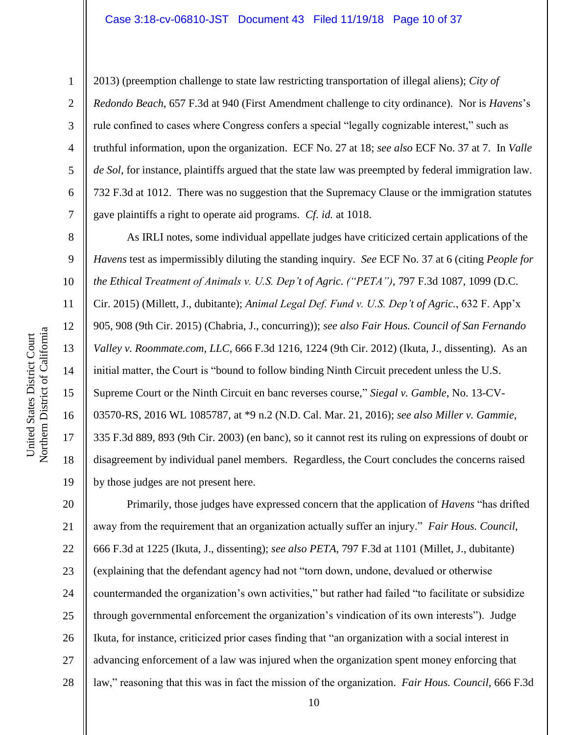2013) (preemption challenge to state law restricting transportation of illegal aliens); *City of Redondo Beach*, 657 F.3d at 940 (First Amendment challenge to city ordinance). Nor is *Havens*'s rule confined to cases where Congress confers a special "legally cognizable interest," such as truthful information, upon the organization. ECF No. 27 at 18; *see also* ECF No. 37 at 7. In *Valle de Sol*, for instance, plaintiffs argued that the state law was preempted by federal immigration law. 732 F.3d at 1012. There was no suggestion that the Supremacy Clause or the immigration statutes gave plaintiffs a right to operate aid programs. *Cf. id.* at 1018.

As IRLI notes, some individual appellate judges have criticized certain applications of the *Havens* test as impermissibly diluting the standing inquiry. *See* ECF No. 37 at 6 (citing *People for the Ethical Treatment of Animals v. U.S. Dep't of Agric. ("PETA")*, 797 F.3d 1087, 1099 (D.C. Cir. 2015) (Millett, J., dubitante); *Animal Legal Def. Fund v. U.S. Dep't of Agric.*, 632 F. App'x 905, 908 (9th Cir. 2015) (Chabria, J., concurring)); *see also Fair Hous. Council of San Fernando Valley v. Roommate.com, LLC*, 666 F.3d 1216, 1224 (9th Cir. 2012) (Ikuta, J., dissenting). As an initial matter, the Court is "bound to follow binding Ninth Circuit precedent unless the U.S. Supreme Court or the Ninth Circuit en banc reverses course," *Siegal v. Gamble*, No. 13-CV-03570-RS, 2016 WL 1085787, at *9 n.2 (N.D. Cal. Mar. 21, 2016); *see also Miller v. Gammie*, 335 F.3d 889, 893 (9th Cir. 2003) (en banc), so it cannot rest its ruling on expressions of doubt or disagreement by individual panel members. Regardless, the Court concludes the concerns raised by those judges are not present here.

Primarily, those judges have expressed concern that the application of *Havens* "has drifted away from the requirement that an organization actually suffer an injury." *Fair Hous. Council*, 666 F.3d at 1225 (Ikuta, J., dissenting); *see also PETA*, 797 F.3d at 1101 (Millet, J., dubitante) (explaining that the defendant agency had not "torn down, undone, devalued or otherwise countermanded the organization's own activities," but rather had failed "to facilitate or subsidize through governmental enforcement the organization's vindication of its own interests"). Judge Ikuta, for instance, criticized prior cases finding that "an organization with a social interest in advancing enforcement of a law was injured when the organization spent money enforcing that law," reasoning that this was in fact the mission of the organization. *Fair Hous. Council*, 666 F.3d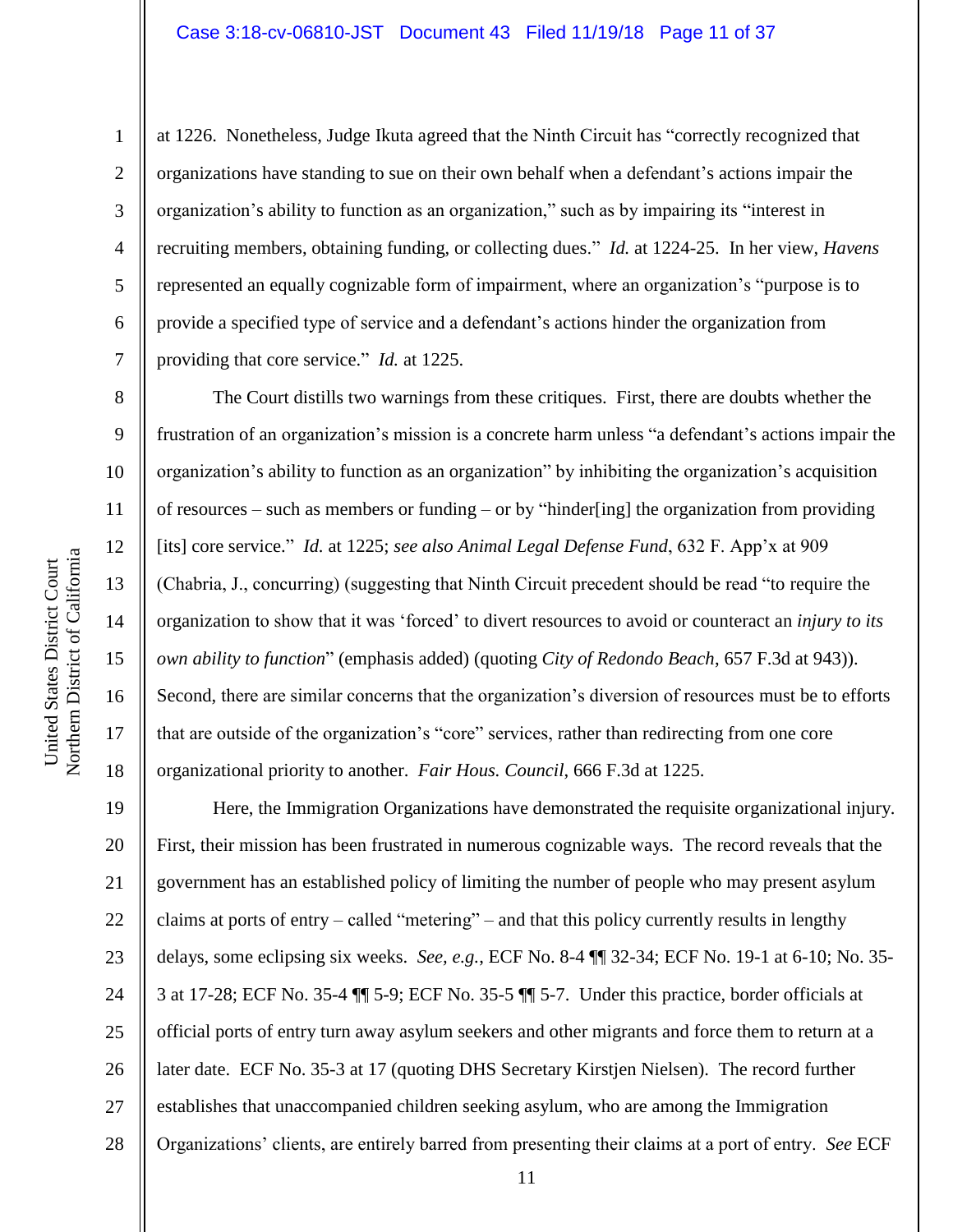at 1226. Nonetheless, Judge Ikuta agreed that the Ninth Circuit has "correctly recognized that organizations have standing to sue on their own behalf when a defendant's actions impair the organization's ability to function as an organization," such as by impairing its "interest in recruiting members, obtaining funding, or collecting dues." *Id.* at 1224-25. In her view, *Havens* represented an equally cognizable form of impairment, where an organization's "purpose is to provide a specified type of service and a defendant's actions hinder the organization from providing that core service." *Id.* at 1225.

The Court distills two warnings from these critiques. First, there are doubts whether the frustration of an organization's mission is a concrete harm unless "a defendant's actions impair the organization's ability to function as an organization" by inhibiting the organization's acquisition of resources – such as members or funding – or by "hinder[ing] the organization from providing [its] core service." *Id.* at 1225; *see also Animal Legal Defense Fund*, 632 F. App'x at 909 (Chabria, J., concurring) (suggesting that Ninth Circuit precedent should be read "to require the organization to show that it was 'forced' to divert resources to avoid or counteract an *injury to its own ability to function*" (emphasis added) (quoting *City of Redondo Beach*, 657 F.3d at 943)). Second, there are similar concerns that the organization's diversion of resources must be to efforts that are outside of the organization's "core" services, rather than redirecting from one core organizational priority to another. *Fair Hous. Council*, 666 F.3d at 1225.

Here, the Immigration Organizations have demonstrated the requisite organizational injury. First, their mission has been frustrated in numerous cognizable ways. The record reveals that the government has an established policy of limiting the number of people who may present asylum claims at ports of entry – called "metering" – and that this policy currently results in lengthy delays, some eclipsing six weeks. *See, e.g.*, ECF No. 8-4 ¶¶ 32-34; ECF No. 19-1 at 6-10; No. 35-3 at 17-28; ECF No. 35-4 ¶¶ 5-9; ECF No. 35-5 ¶¶ 5-7. Under this practice, border officials at official ports of entry turn away asylum seekers and other migrants and force them to return at a later date. ECF No. 35-3 at 17 (quoting DHS Secretary Kirstjen Nielsen). The record further establishes that unaccompanied children seeking asylum, who are among the Immigration Organizations' clients, are entirely barred from presenting their claims at a port of entry. *See* ECF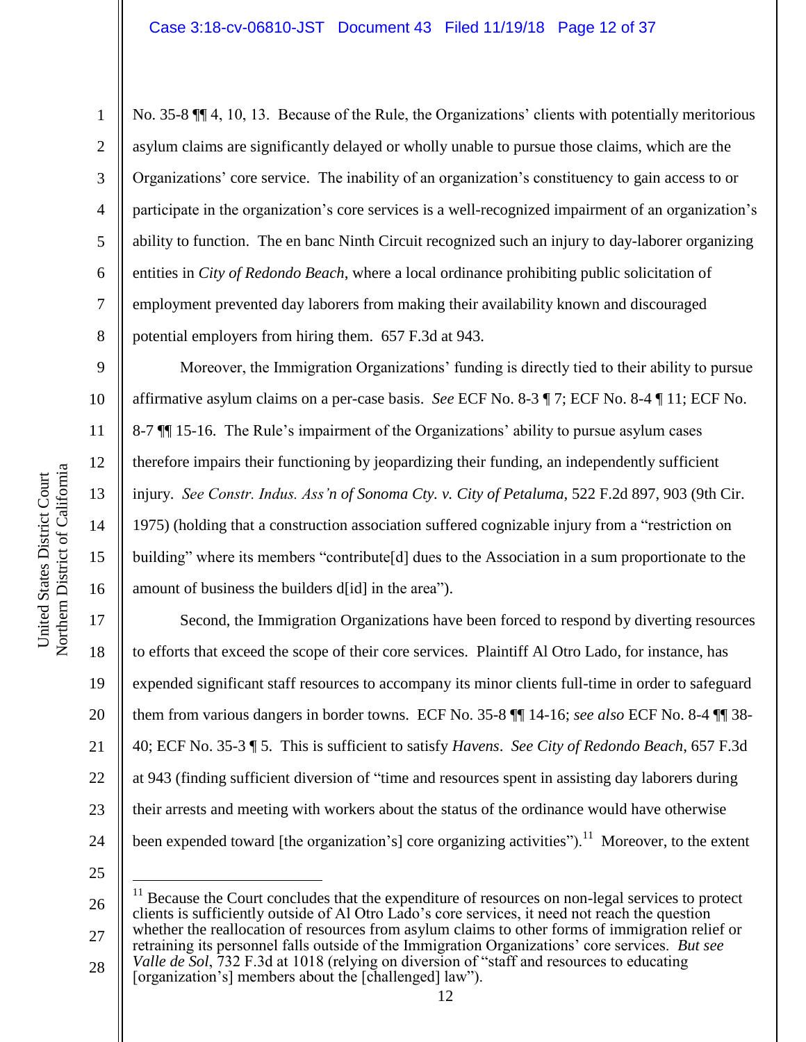No. 35-8 ¶¶ 4, 10, 13. Because of the Rule, the Organizations' clients with potentially meritorious asylum claims are significantly delayed or wholly unable to pursue those claims, which are the Organizations' core service. The inability of an organization's constituency to gain access to or participate in the organization's core services is a well-recognized impairment of an organization's ability to function. The en banc Ninth Circuit recognized such an injury to day-laborer organizing entities in *City of Redondo Beach*, where a local ordinance prohibiting public solicitation of employment prevented day laborers from making their availability known and discouraged potential employers from hiring them. 657 F.3d at 943.

Moreover, the Immigration Organizations' funding is directly tied to their ability to pursue affirmative asylum claims on a per-case basis. *See* ECF No. 8-3 ¶ 7; ECF No. 8-4 ¶ 11; ECF No. 8-7 ¶¶ 15-16. The Rule's impairment of the Organizations' ability to pursue asylum cases therefore impairs their functioning by jeopardizing their funding, an independently sufficient injury. *See Constr. Indus. Ass'n of Sonoma Cty. v. City of Petaluma*, 522 F.2d 897, 903 (9th Cir. 1975) (holding that a construction association suffered cognizable injury from a "restriction on building" where its members "contribute[d] dues to the Association in a sum proportionate to the amount of business the builders d[id] in the area").

Second, the Immigration Organizations have been forced to respond by diverting resources to efforts that exceed the scope of their core services. Plaintiff Al Otro Lado, for instance, has expended significant staff resources to accompany its minor clients full-time in order to safeguard them from various dangers in border towns. ECF No. 35-8 ¶¶ 14-16; *see also* ECF No. 8-4 ¶¶ 38-40; ECF No. 35-3 ¶ 5. This is sufficient to satisfy *Havens*. *See City of Redondo Beach*, 657 F.3d at 943 (finding sufficient diversion of "time and resources spent in assisting day laborers during their arrests and meeting with workers about the status of the ordinance would have otherwise been expended toward [the organization's] core organizing activities").[11] Moreover, to the extent

[11] Because the Court concludes that the expenditure of resources on non-legal services to protect clients is sufficiently outside of Al Otro Lado's core services, it need not reach the question whether the reallocation of resources from asylum claims to other forms of immigration relief or retraining its personnel falls outside of the Immigration Organizations' core services. *But see Valle de Sol*, 732 F.3d at 1018 (relying on diversion of "staff and resources to educating [organization's] members about the [challenged] law").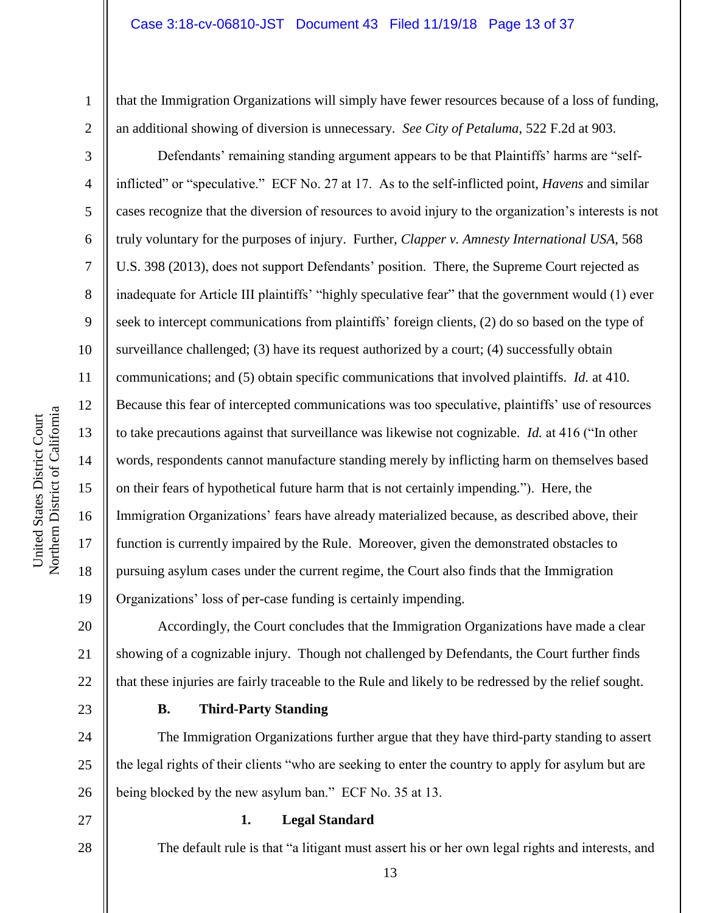that the Immigration Organizations will simply have fewer resources because of a loss of funding, an additional showing of diversion is unnecessary. *See City of Petaluma*, 522 F.2d at 903.

Defendants' remaining standing argument appears to be that Plaintiffs' harms are "self-inflicted" or "speculative." ECF No. 27 at 17. As to the self-inflicted point, *Havens* and similar cases recognize that the diversion of resources to avoid injury to the organization's interests is not truly voluntary for the purposes of injury. Further, *Clapper v. Amnesty International USA*, 568 U.S. 398 (2013), does not support Defendants' position. There, the Supreme Court rejected as inadequate for Article III plaintiffs' "highly speculative fear" that the government would (1) ever seek to intercept communications from plaintiffs' foreign clients, (2) do so based on the type of surveillance challenged; (3) have its request authorized by a court; (4) successfully obtain communications; and (5) obtain specific communications that involved plaintiffs. *Id.* at 410. Because this fear of intercepted communications was too speculative, plaintiffs' use of resources to take precautions against that surveillance was likewise not cognizable. *Id.* at 416 ("In other words, respondents cannot manufacture standing merely by inflicting harm on themselves based on their fears of hypothetical future harm that is not certainly impending."). Here, the Immigration Organizations' fears have already materialized because, as described above, their function is currently impaired by the Rule. Moreover, given the demonstrated obstacles to pursuing asylum cases under the current regime, the Court also finds that the Immigration Organizations' loss of per-case funding is certainly impending.

Accordingly, the Court concludes that the Immigration Organizations have made a clear showing of a cognizable injury. Though not challenged by Defendants, the Court further finds that these injuries are fairly traceable to the Rule and likely to be redressed by the relief sought.

## B. Third-Party Standing

The Immigration Organizations further argue that they have third-party standing to assert the legal rights of their clients "who are seeking to enter the country to apply for asylum but are being blocked by the new asylum ban." ECF No. 35 at 13.

### 1. Legal Standard

The default rule is that "a litigant must assert his or her own legal rights and interests, and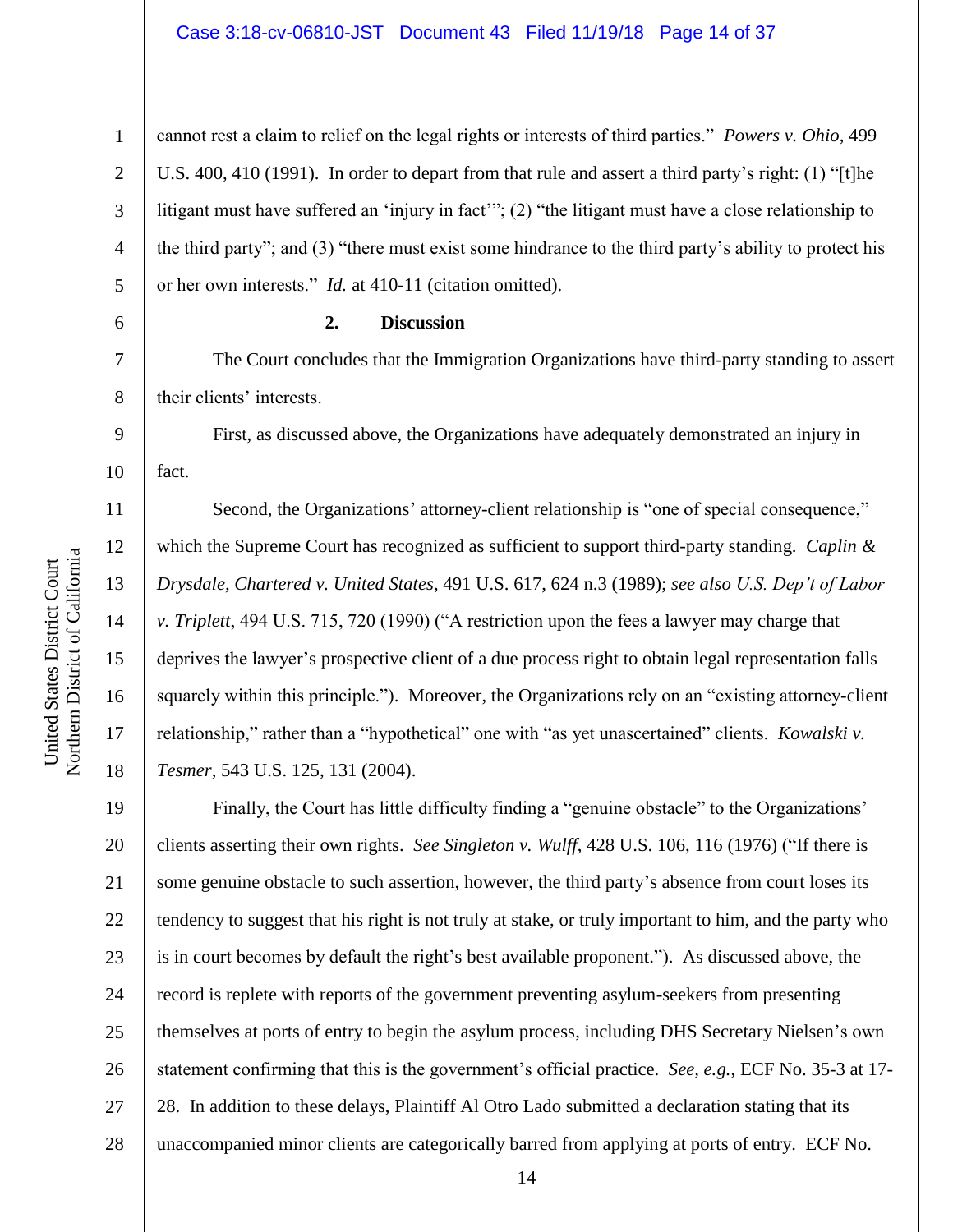cannot rest a claim to relief on the legal rights or interests of third parties." *Powers v. Ohio*, 499 U.S. 400, 410 (1991). In order to depart from that rule and assert a third party's right: (1) "[t]he litigant must have suffered an 'injury in fact'"; (2) "the litigant must have a close relationship to the third party"; and (3) "there must exist some hindrance to the third party's ability to protect his or her own interests." *Id.* at 410-11 (citation omitted).

**2. Discussion**

The Court concludes that the Immigration Organizations have third-party standing to assert their clients' interests.

First, as discussed above, the Organizations have adequately demonstrated an injury in fact.

Second, the Organizations' attorney-client relationship is "one of special consequence," which the Supreme Court has recognized as sufficient to support third-party standing. *Caplin & Drysdale, Chartered v. United States*, 491 U.S. 617, 624 n.3 (1989); *see also U.S. Dep't of Labor v. Triplett*, 494 U.S. 715, 720 (1990) ("A restriction upon the fees a lawyer may charge that deprives the lawyer's prospective client of a due process right to obtain legal representation falls squarely within this principle."). Moreover, the Organizations rely on an "existing attorney-client relationship," rather than a "hypothetical" one with "as yet unascertained" clients. *Kowalski v. Tesmer*, 543 U.S. 125, 131 (2004).

Finally, the Court has little difficulty finding a "genuine obstacle" to the Organizations' clients asserting their own rights. *See Singleton v. Wulff*, 428 U.S. 106, 116 (1976) ("If there is some genuine obstacle to such assertion, however, the third party's absence from court loses its tendency to suggest that his right is not truly at stake, or truly important to him, and the party who is in court becomes by default the right's best available proponent."). As discussed above, the record is replete with reports of the government preventing asylum-seekers from presenting themselves at ports of entry to begin the asylum process, including DHS Secretary Nielsen's own statement confirming that this is the government's official practice. *See, e.g.*, ECF No. 35-3 at 17-28. In addition to these delays, Plaintiff Al Otro Lado submitted a declaration stating that its unaccompanied minor clients are categorically barred from applying at ports of entry. ECF No.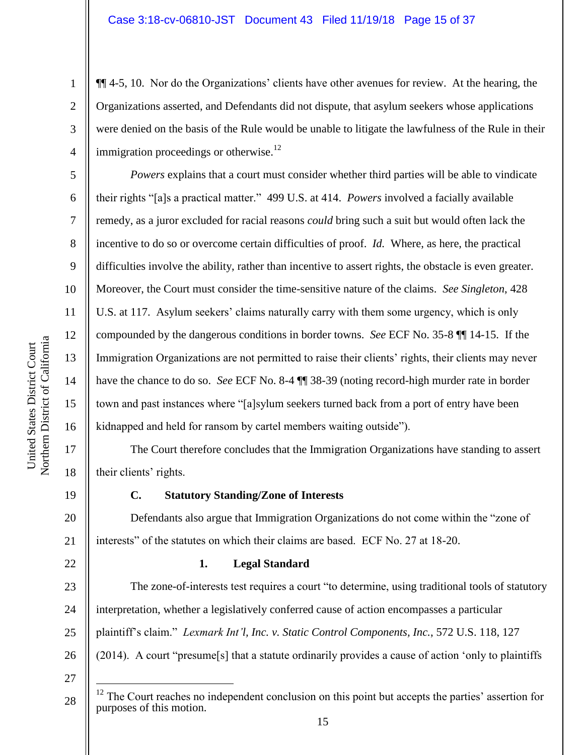¶¶ 4-5, 10. Nor do the Organizations' clients have other avenues for review. At the hearing, the Organizations asserted, and Defendants did not dispute, that asylum seekers whose applications were denied on the basis of the Rule would be unable to litigate the lawfulness of the Rule in their immigration proceedings or otherwise.[12]

*Powers* explains that a court must consider whether third parties will be able to vindicate their rights "[a]s a practical matter." 499 U.S. at 414. *Powers* involved a facially available remedy, as a juror excluded for racial reasons *could* bring such a suit but would often lack the incentive to do so or overcome certain difficulties of proof. *Id.* Where, as here, the practical difficulties involve the ability, rather than incentive to assert rights, the obstacle is even greater. Moreover, the Court must consider the time-sensitive nature of the claims. *See Singleton*, 428 U.S. at 117. Asylum seekers' claims naturally carry with them some urgency, which is only compounded by the dangerous conditions in border towns. *See* ECF No. 35-8 ¶¶ 14-15. If the Immigration Organizations are not permitted to raise their clients' rights, their clients may never have the chance to do so. *See* ECF No. 8-4 ¶¶ 38-39 (noting record-high murder rate in border town and past instances where "[a]sylum seekers turned back from a port of entry have been kidnapped and held for ransom by cartel members waiting outside").

The Court therefore concludes that the Immigration Organizations have standing to assert their clients' rights.

### C. Statutory Standing/Zone of Interests

Defendants also argue that Immigration Organizations do not come within the "zone of interests" of the statutes on which their claims are based. ECF No. 27 at 18-20.

#### 1. Legal Standard

The zone-of-interests test requires a court "to determine, using traditional tools of statutory interpretation, whether a legislatively conferred cause of action encompasses a particular plaintiff's claim." *Lexmark Int'l, Inc. v. Static Control Components, Inc.*, 572 U.S. 118, 127 (2014). A court "presume[s] that a statute ordinarily provides a cause of action 'only to plaintiffs

---

[12] The Court reaches no independent conclusion on this point but accepts the parties' assertion for purposes of this motion.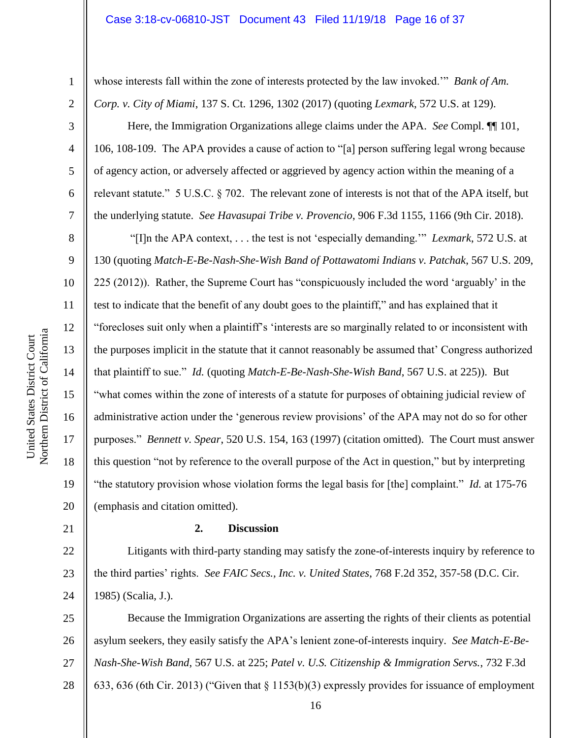whose interests fall within the zone of interests protected by the law invoked.'" *Bank of Am. Corp. v. City of Miami*, 137 S. Ct. 1296, 1302 (2017) (quoting *Lexmark*, 572 U.S. at 129).

Here, the Immigration Organizations allege claims under the APA. *See* Compl. ¶¶ 101, 106, 108-109. The APA provides a cause of action to "[a] person suffering legal wrong because of agency action, or adversely affected or aggrieved by agency action within the meaning of a relevant statute." 5 U.S.C. § 702. The relevant zone of interests is not that of the APA itself, but the underlying statute. *See Havasupai Tribe v. Provencio*, 906 F.3d 1155, 1166 (9th Cir. 2018).

"[I]n the APA context, . . . the test is not 'especially demanding.'" *Lexmark*, 572 U.S. at 130 (quoting *Match-E-Be-Nash-She-Wish Band of Pottawatomi Indians v. Patchak*, 567 U.S. 209, 225 (2012)). Rather, the Supreme Court has "conspicuously included the word 'arguably' in the test to indicate that the benefit of any doubt goes to the plaintiff," and has explained that it "forecloses suit only when a plaintiff's 'interests are so marginally related to or inconsistent with the purposes implicit in the statute that it cannot reasonably be assumed that' Congress authorized that plaintiff to sue." *Id.* (quoting *Match-E-Be-Nash-She-Wish Band*, 567 U.S. at 225)). But "what comes within the zone of interests of a statute for purposes of obtaining judicial review of administrative action under the 'generous review provisions' of the APA may not do so for other purposes." *Bennett v. Spear*, 520 U.S. 154, 163 (1997) (citation omitted). The Court must answer this question "not by reference to the overall purpose of the Act in question," but by interpreting "the statutory provision whose violation forms the legal basis for [the] complaint." *Id.* at 175-76 (emphasis and citation omitted).

**2. Discussion**

Litigants with third-party standing may satisfy the zone-of-interests inquiry by reference to the third parties' rights. *See FAIC Secs., Inc. v. United States*, 768 F.2d 352, 357-58 (D.C. Cir. 1985) (Scalia, J.).

Because the Immigration Organizations are asserting the rights of their clients as potential asylum seekers, they easily satisfy the APA's lenient zone-of-interests inquiry. *See Match-E-Be-Nash-She-Wish Band*, 567 U.S. at 225; *Patel v. U.S. Citizenship & Immigration Servs.*, 732 F.3d 633, 636 (6th Cir. 2013) ("Given that § 1153(b)(3) expressly provides for issuance of employment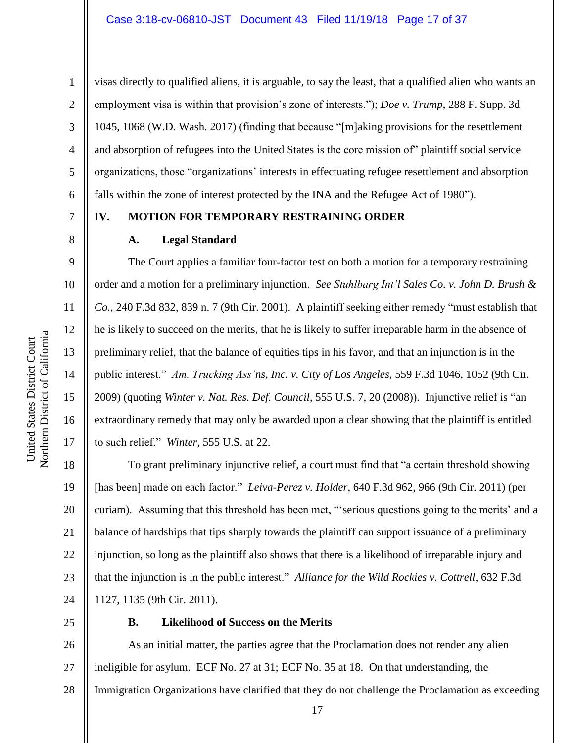visas directly to qualified aliens, it is arguable, to say the least, that a qualified alien who wants an employment visa is within that provision's zone of interests."); *Doe v. Trump*, 288 F. Supp. 3d 1045, 1068 (W.D. Wash. 2017) (finding that because "[m]aking provisions for the resettlement and absorption of refugees into the United States is the core mission of" plaintiff social service organizations, those "organizations' interests in effectuating refugee resettlement and absorption falls within the zone of interest protected by the INA and the Refugee Act of 1980").

## IV. MOTION FOR TEMPORARY RESTRAINING ORDER

### A. Legal Standard

The Court applies a familiar four-factor test on both a motion for a temporary restraining order and a motion for a preliminary injunction. *See Stuhlbarg Int'l Sales Co. v. John D. Brush & Co.*, 240 F.3d 832, 839 n. 7 (9th Cir. 2001). A plaintiff seeking either remedy "must establish that he is likely to succeed on the merits, that he is likely to suffer irreparable harm in the absence of preliminary relief, that the balance of equities tips in his favor, and that an injunction is in the public interest." *Am. Trucking Ass'ns, Inc. v. City of Los Angeles*, 559 F.3d 1046, 1052 (9th Cir. 2009) (quoting *Winter v. Nat. Res. Def. Council*, 555 U.S. 7, 20 (2008)). Injunctive relief is "an extraordinary remedy that may only be awarded upon a clear showing that the plaintiff is entitled to such relief." *Winter*, 555 U.S. at 22.

To grant preliminary injunctive relief, a court must find that "a certain threshold showing [has been] made on each factor." *Leiva-Perez v. Holder*, 640 F.3d 962, 966 (9th Cir. 2011) (per curiam). Assuming that this threshold has been met, "'serious questions going to the merits' and a balance of hardships that tips sharply towards the plaintiff can support issuance of a preliminary injunction, so long as the plaintiff also shows that there is a likelihood of irreparable injury and that the injunction is in the public interest." *Alliance for the Wild Rockies v. Cottrell*, 632 F.3d 1127, 1135 (9th Cir. 2011).

### B. Likelihood of Success on the Merits

As an initial matter, the parties agree that the Proclamation does not render any alien ineligible for asylum. ECF No. 27 at 31; ECF No. 35 at 18. On that understanding, the Immigration Organizations have clarified that they do not challenge the Proclamation as exceeding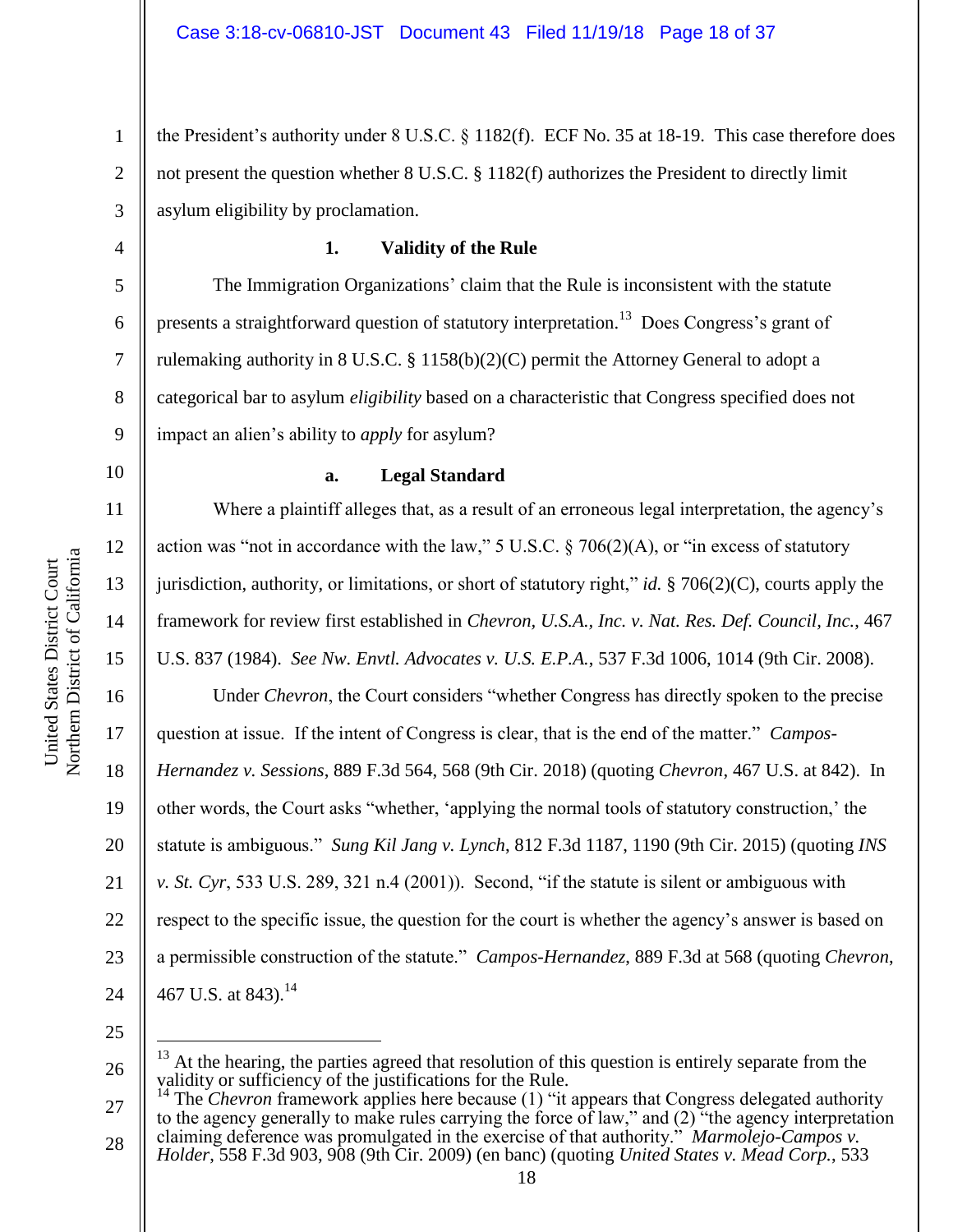the President's authority under 8 U.S.C. § 1182(f). ECF No. 35 at 18-19. This case therefore does not present the question whether 8 U.S.C. § 1182(f) authorizes the President to directly limit asylum eligibility by proclamation.

### 1. Validity of the Rule

The Immigration Organizations' claim that the Rule is inconsistent with the statute presents a straightforward question of statutory interpretation.[13] Does Congress's grant of rulemaking authority in 8 U.S.C. § 1158(b)(2)(C) permit the Attorney General to adopt a categorical bar to asylum *eligibility* based on a characteristic that Congress specified does not impact an alien's ability to *apply* for asylum?

#### a. Legal Standard

Where a plaintiff alleges that, as a result of an erroneous legal interpretation, the agency's action was "not in accordance with the law," 5 U.S.C. § 706(2)(A), or "in excess of statutory jurisdiction, authority, or limitations, or short of statutory right," *id.* § 706(2)(C), courts apply the framework for review first established in *Chevron, U.S.A., Inc. v. Nat. Res. Def. Council, Inc.*, 467 U.S. 837 (1984). *See Nw. Envtl. Advocates v. U.S. E.P.A.*, 537 F.3d 1006, 1014 (9th Cir. 2008).

Under *Chevron*, the Court considers "whether Congress has directly spoken to the precise question at issue. If the intent of Congress is clear, that is the end of the matter." *Campos-Hernandez v. Sessions*, 889 F.3d 564, 568 (9th Cir. 2018) (quoting *Chevron*, 467 U.S. at 842). In other words, the Court asks "whether, 'applying the normal tools of statutory construction,' the statute is ambiguous." *Sung Kil Jang v. Lynch*, 812 F.3d 1187, 1190 (9th Cir. 2015) (quoting *INS v. St. Cyr*, 533 U.S. 289, 321 n.4 (2001)). Second, "if the statute is silent or ambiguous with respect to the specific issue, the question for the court is whether the agency's answer is based on a permissible construction of the statute." *Campos-Hernandez*, 889 F.3d at 568 (quoting *Chevron*, 467 U.S. at 843).[14]

---

[13] At the hearing, the parties agreed that resolution of this question is entirely separate from the validity or sufficiency of the justifications for the Rule.

[14] The *Chevron* framework applies here because (1) "it appears that Congress delegated authority to the agency generally to make rules carrying the force of law," and (2) "the agency interpretation claiming deference was promulgated in the exercise of that authority." *Marmolejo-Campos v. Holder*, 558 F.3d 903, 908 (9th Cir. 2009) (en banc) (quoting *United States v. Mead Corp.*, 533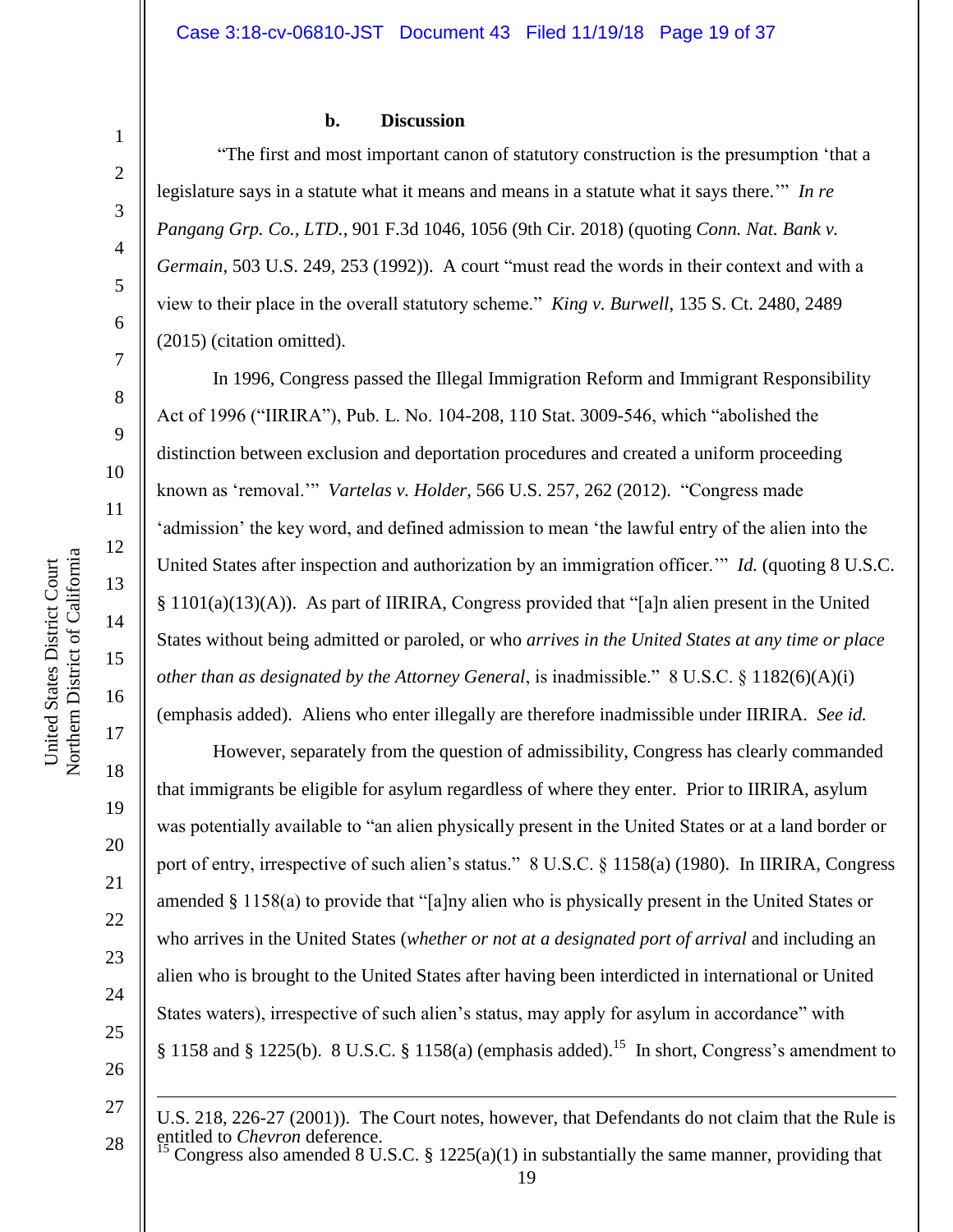#### b. Discussion

"The first and most important canon of statutory construction is the presumption 'that a legislature says in a statute what it means and means in a statute what it says there.'" *In re Pangang Grp. Co., LTD.*, 901 F.3d 1046, 1056 (9th Cir. 2018) (quoting *Conn. Nat. Bank v. Germain*, 503 U.S. 249, 253 (1992)). A court "must read the words in their context and with a view to their place in the overall statutory scheme." *King v. Burwell*, 135 S. Ct. 2480, 2489 (2015) (citation omitted).

In 1996, Congress passed the Illegal Immigration Reform and Immigrant Responsibility Act of 1996 ("IIRIRA"), Pub. L. No. 104-208, 110 Stat. 3009-546, which "abolished the distinction between exclusion and deportation procedures and created a uniform proceeding known as 'removal.'" *Vartelas v. Holder*, 566 U.S. 257, 262 (2012). "Congress made 'admission' the key word, and defined admission to mean 'the lawful entry of the alien into the United States after inspection and authorization by an immigration officer.'" *Id.* (quoting 8 U.S.C. § 1101(a)(13)(A)). As part of IIRIRA, Congress provided that "[a]n alien present in the United States without being admitted or paroled, or who *arrives in the United States at any time or place other than as designated by the Attorney General*, is inadmissible." 8 U.S.C. § 1182(6)(A)(i) (emphasis added). Aliens who enter illegally are therefore inadmissible under IIRIRA. *See id.*

However, separately from the question of admissibility, Congress has clearly commanded that immigrants be eligible for asylum regardless of where they enter. Prior to IIRIRA, asylum was potentially available to "an alien physically present in the United States or at a land border or port of entry, irrespective of such alien's status." 8 U.S.C. § 1158(a) (1980). In IIRIRA, Congress amended § 1158(a) to provide that "[a]ny alien who is physically present in the United States or who arrives in the United States (*whether or not at a designated port of arrival* and including an alien who is brought to the United States after having been interdicted in international or United States waters), irrespective of such alien's status, may apply for asylum in accordance" with § 1158 and § 1225(b). 8 U.S.C. § 1158(a) (emphasis added).[15] In short, Congress's amendment to

---

U.S. 218, 226-27 (2001)). The Court notes, however, that Defendants do not claim that the Rule is entitled to *Chevron* deference.

[15] Congress also amended 8 U.S.C. § 1225(a)(1) in substantially the same manner, providing that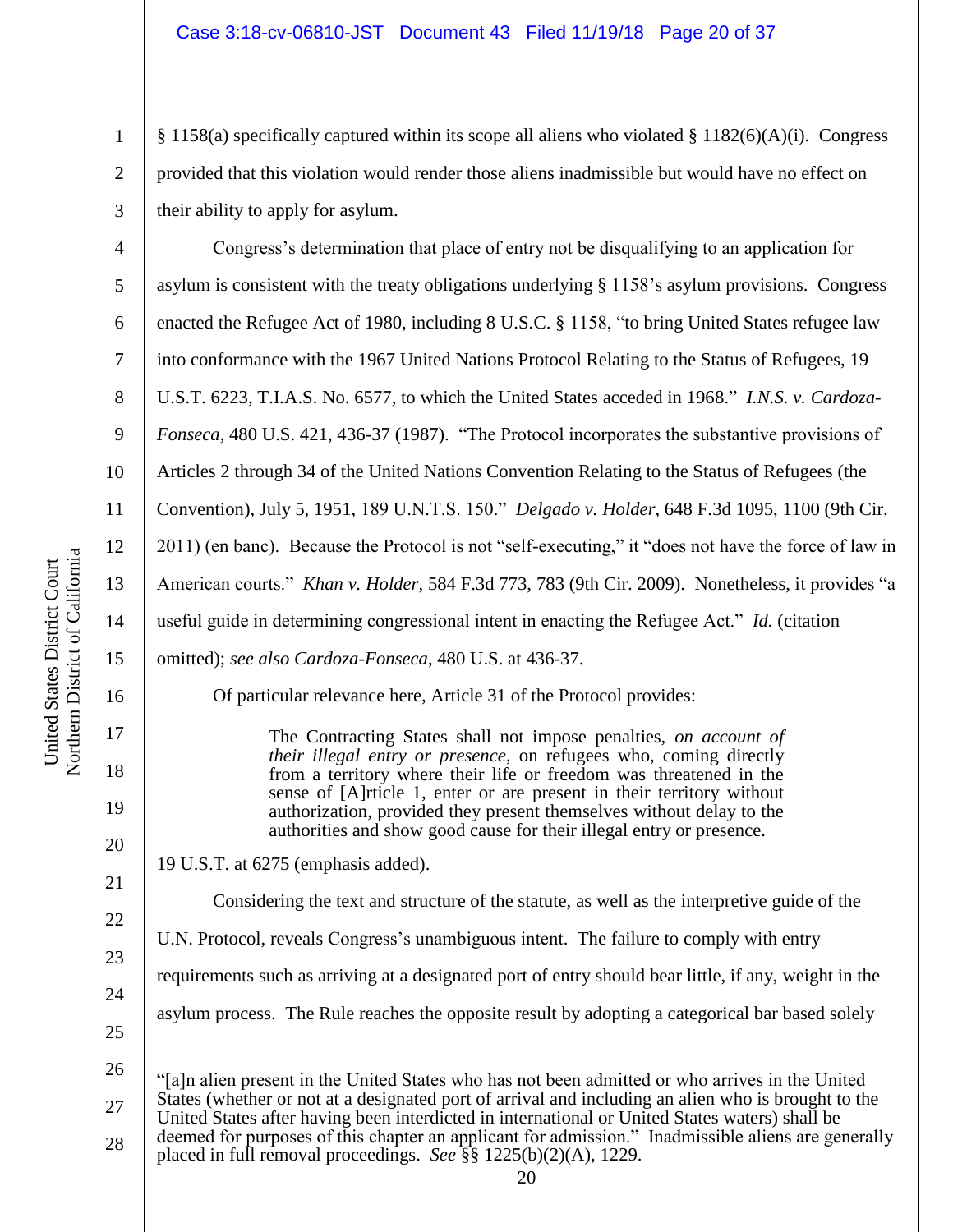§ 1158(a) specifically captured within its scope all aliens who violated § 1182(6)(A)(i). Congress provided that this violation would render those aliens inadmissible but would have no effect on their ability to apply for asylum.

Congress's determination that place of entry not be disqualifying to an application for asylum is consistent with the treaty obligations underlying § 1158's asylum provisions. Congress enacted the Refugee Act of 1980, including 8 U.S.C. § 1158, "to bring United States refugee law into conformance with the 1967 United Nations Protocol Relating to the Status of Refugees, 19 U.S.T. 6223, T.I.A.S. No. 6577, to which the United States acceded in 1968." *I.N.S. v. Cardoza-Fonseca*, 480 U.S. 421, 436-37 (1987). "The Protocol incorporates the substantive provisions of Articles 2 through 34 of the United Nations Convention Relating to the Status of Refugees (the Convention), July 5, 1951, 189 U.N.T.S. 150." *Delgado v. Holder*, 648 F.3d 1095, 1100 (9th Cir. 2011) (en banc). Because the Protocol is not "self-executing," it "does not have the force of law in American courts." *Khan v. Holder*, 584 F.3d 773, 783 (9th Cir. 2009). Nonetheless, it provides "a useful guide in determining congressional intent in enacting the Refugee Act." *Id.* (citation omitted); *see also Cardoza-Fonseca*, 480 U.S. at 436-37.

Of particular relevance here, Article 31 of the Protocol provides:

> The Contracting States shall not impose penalties, *on account of their illegal entry or presence*, on refugees who, coming directly from a territory where their life or freedom was threatened in the sense of [A]rticle 1, enter or are present in their territory without authorization, provided they present themselves without delay to the authorities and show good cause for their illegal entry or presence.

19 U.S.T. at 6275 (emphasis added).

Considering the text and structure of the statute, as well as the interpretive guide of the U.N. Protocol, reveals Congress's unambiguous intent. The failure to comply with entry requirements such as arriving at a designated port of entry should bear little, if any, weight in the asylum process. The Rule reaches the opposite result by adopting a categorical bar based solely

---

"[a]n alien present in the United States who has not been admitted or who arrives in the United States (whether or not at a designated port of arrival and including an alien who is brought to the United States after having been interdicted in international or United States waters) shall be deemed for purposes of this chapter an applicant for admission." Inadmissible aliens are generally placed in full removal proceedings. *See* §§ 1225(b)(2)(A), 1229.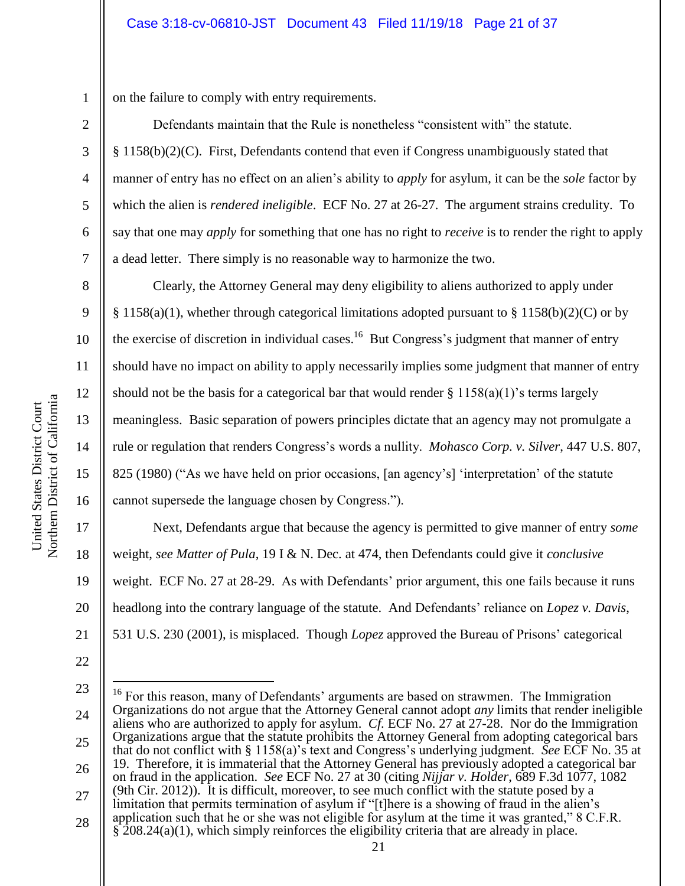on the failure to comply with entry requirements.

Defendants maintain that the Rule is nonetheless "consistent with" the statute. § 1158(b)(2)(C). First, Defendants contend that even if Congress unambiguously stated that manner of entry has no effect on an alien's ability to *apply* for asylum, it can be the *sole* factor by which the alien is *rendered ineligible*. ECF No. 27 at 26-27. The argument strains credulity. To say that one may *apply* for something that one has no right to *receive* is to render the right to apply a dead letter. There simply is no reasonable way to harmonize the two.

Clearly, the Attorney General may deny eligibility to aliens authorized to apply under § 1158(a)(1), whether through categorical limitations adopted pursuant to § 1158(b)(2)(C) or by the exercise of discretion in individual cases.[16] But Congress's judgment that manner of entry should have no impact on ability to apply necessarily implies some judgment that manner of entry should not be the basis for a categorical bar that would render § 1158(a)(1)'s terms largely meaningless. Basic separation of powers principles dictate that an agency may not promulgate a rule or regulation that renders Congress's words a nullity. *Mohasco Corp. v. Silver*, 447 U.S. 807, 825 (1980) ("As we have held on prior occasions, [an agency's] 'interpretation' of the statute cannot supersede the language chosen by Congress.").

Next, Defendants argue that because the agency is permitted to give manner of entry *some* weight, *see Matter of Pula*, 19 I & N. Dec. at 474, then Defendants could give it *conclusive* weight. ECF No. 27 at 28-29. As with Defendants' prior argument, this one fails because it runs headlong into the contrary language of the statute. And Defendants' reliance on *Lopez v. Davis*, 531 U.S. 230 (2001), is misplaced. Though *Lopez* approved the Bureau of Prisons' categorical

---

[16] For this reason, many of Defendants' arguments are based on strawmen. The Immigration Organizations do not argue that the Attorney General cannot adopt *any* limits that render ineligible aliens who are authorized to apply for asylum. *Cf.* ECF No. 27 at 27-28. Nor do the Immigration Organizations argue that the statute prohibits the Attorney General from adopting categorical bars that do not conflict with § 1158(a)'s text and Congress's underlying judgment. *See* ECF No. 35 at 19. Therefore, it is immaterial that the Attorney General has previously adopted a categorical bar on fraud in the application. *See* ECF No. 27 at 30 (citing *Nijjar v. Holder*, 689 F.3d 1077, 1082 (9th Cir. 2012)). It is difficult, moreover, to see much conflict with the statute posed by a limitation that permits termination of asylum if "[t]here is a showing of fraud in the alien's application such that he or she was not eligible for asylum at the time it was granted," 8 C.F.R. § 208.24(a)(1), which simply reinforces the eligibility criteria that are already in place.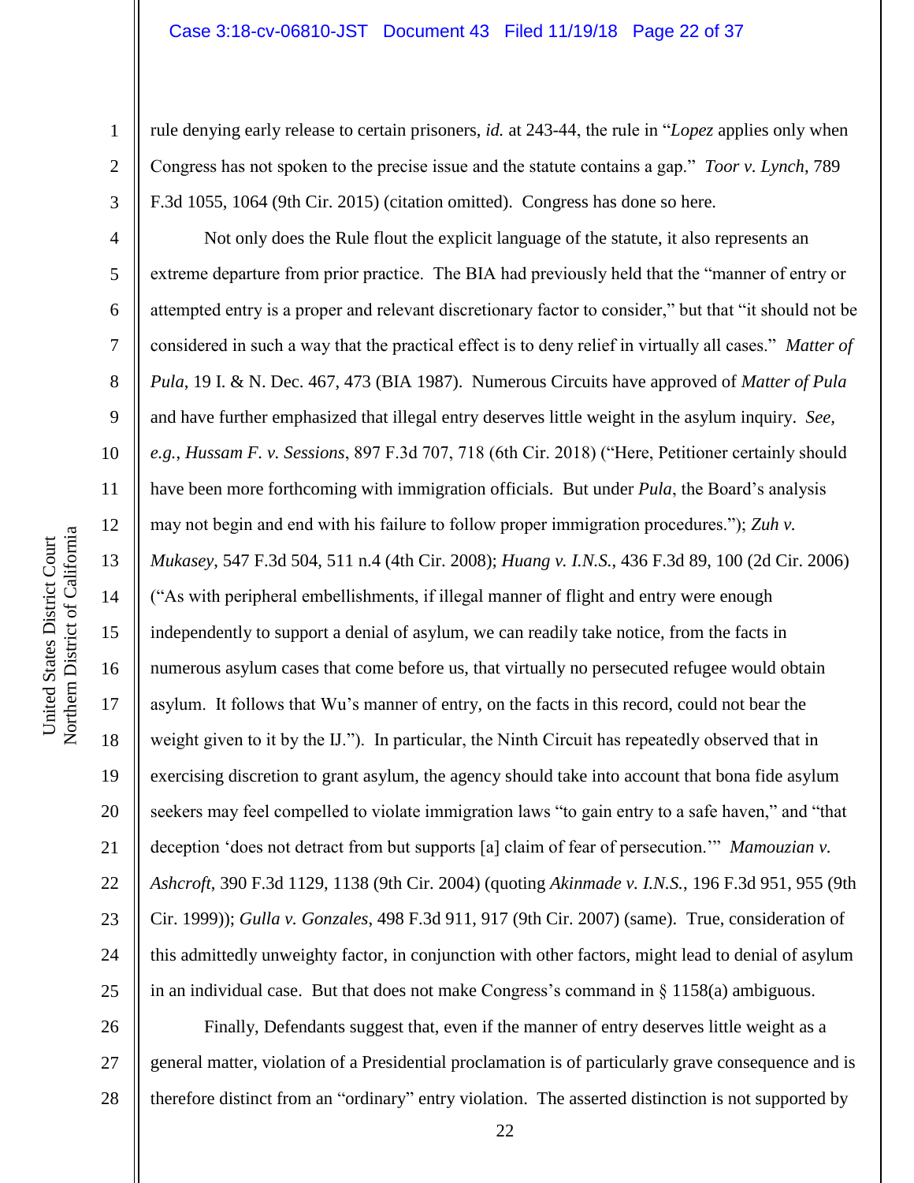rule denying early release to certain prisoners, *id.* at 243-44, the rule in "*Lopez* applies only when Congress has not spoken to the precise issue and the statute contains a gap." *Toor v. Lynch*, 789 F.3d 1055, 1064 (9th Cir. 2015) (citation omitted). Congress has done so here.

Not only does the Rule flout the explicit language of the statute, it also represents an extreme departure from prior practice. The BIA had previously held that the "manner of entry or attempted entry is a proper and relevant discretionary factor to consider," but that "it should not be considered in such a way that the practical effect is to deny relief in virtually all cases." *Matter of Pula*, 19 I. & N. Dec. 467, 473 (BIA 1987). Numerous Circuits have approved of *Matter of Pula* and have further emphasized that illegal entry deserves little weight in the asylum inquiry. *See, e.g.*, *Hussam F. v. Sessions*, 897 F.3d 707, 718 (6th Cir. 2018) ("Here, Petitioner certainly should have been more forthcoming with immigration officials. But under *Pula*, the Board's analysis may not begin and end with his failure to follow proper immigration procedures."); *Zuh v. Mukasey*, 547 F.3d 504, 511 n.4 (4th Cir. 2008); *Huang v. I.N.S.*, 436 F.3d 89, 100 (2d Cir. 2006) ("As with peripheral embellishments, if illegal manner of flight and entry were enough independently to support a denial of asylum, we can readily take notice, from the facts in numerous asylum cases that come before us, that virtually no persecuted refugee would obtain asylum. It follows that Wu's manner of entry, on the facts in this record, could not bear the weight given to it by the IJ."). In particular, the Ninth Circuit has repeatedly observed that in exercising discretion to grant asylum, the agency should take into account that bona fide asylum seekers may feel compelled to violate immigration laws "to gain entry to a safe haven," and "that deception 'does not detract from but supports [a] claim of fear of persecution.'" *Mamouzian v. Ashcroft*, 390 F.3d 1129, 1138 (9th Cir. 2004) (quoting *Akinmade v. I.N.S.*, 196 F.3d 951, 955 (9th Cir. 1999)); *Gulla v. Gonzales*, 498 F.3d 911, 917 (9th Cir. 2007) (same). True, consideration of this admittedly unweighty factor, in conjunction with other factors, might lead to denial of asylum in an individual case. But that does not make Congress's command in § 1158(a) ambiguous.

Finally, Defendants suggest that, even if the manner of entry deserves little weight as a general matter, violation of a Presidential proclamation is of particularly grave consequence and is therefore distinct from an "ordinary" entry violation. The asserted distinction is not supported by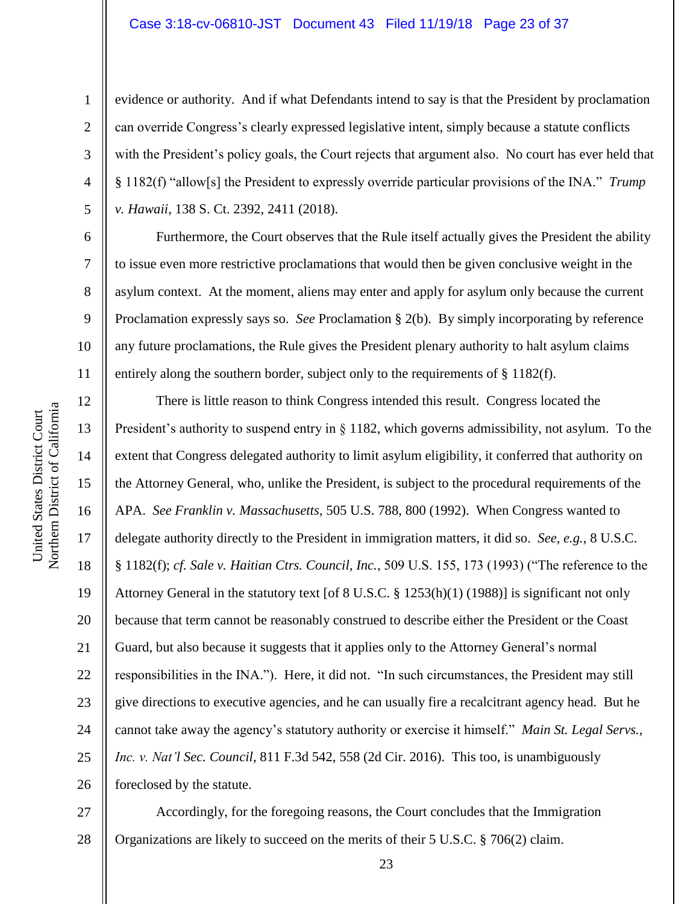evidence or authority. And if what Defendants intend to say is that the President by proclamation can override Congress's clearly expressed legislative intent, simply because a statute conflicts with the President's policy goals, the Court rejects that argument also. No court has ever held that § 1182(f) "allow[s] the President to expressly override particular provisions of the INA." *Trump v. Hawaii*, 138 S. Ct. 2392, 2411 (2018).

Furthermore, the Court observes that the Rule itself actually gives the President the ability to issue even more restrictive proclamations that would then be given conclusive weight in the asylum context. At the moment, aliens may enter and apply for asylum only because the current Proclamation expressly says so. *See* Proclamation § 2(b). By simply incorporating by reference any future proclamations, the Rule gives the President plenary authority to halt asylum claims entirely along the southern border, subject only to the requirements of § 1182(f).

There is little reason to think Congress intended this result. Congress located the President's authority to suspend entry in § 1182, which governs admissibility, not asylum. To the extent that Congress delegated authority to limit asylum eligibility, it conferred that authority on the Attorney General, who, unlike the President, is subject to the procedural requirements of the APA. *See Franklin v. Massachusetts*, 505 U.S. 788, 800 (1992). When Congress wanted to delegate authority directly to the President in immigration matters, it did so. *See, e.g.*, 8 U.S.C. § 1182(f); *cf. Sale v. Haitian Ctrs. Council, Inc.*, 509 U.S. 155, 173 (1993) ("The reference to the Attorney General in the statutory text [of 8 U.S.C. § 1253(h)(1) (1988)] is significant not only because that term cannot be reasonably construed to describe either the President or the Coast Guard, but also because it suggests that it applies only to the Attorney General's normal responsibilities in the INA."). Here, it did not. "In such circumstances, the President may still give directions to executive agencies, and he can usually fire a recalcitrant agency head. But he cannot take away the agency's statutory authority or exercise it himself." *Main St. Legal Servs., Inc. v. Nat'l Sec. Council*, 811 F.3d 542, 558 (2d Cir. 2016). This too, is unambiguously foreclosed by the statute.

Accordingly, for the foregoing reasons, the Court concludes that the Immigration Organizations are likely to succeed on the merits of their 5 U.S.C. § 706(2) claim.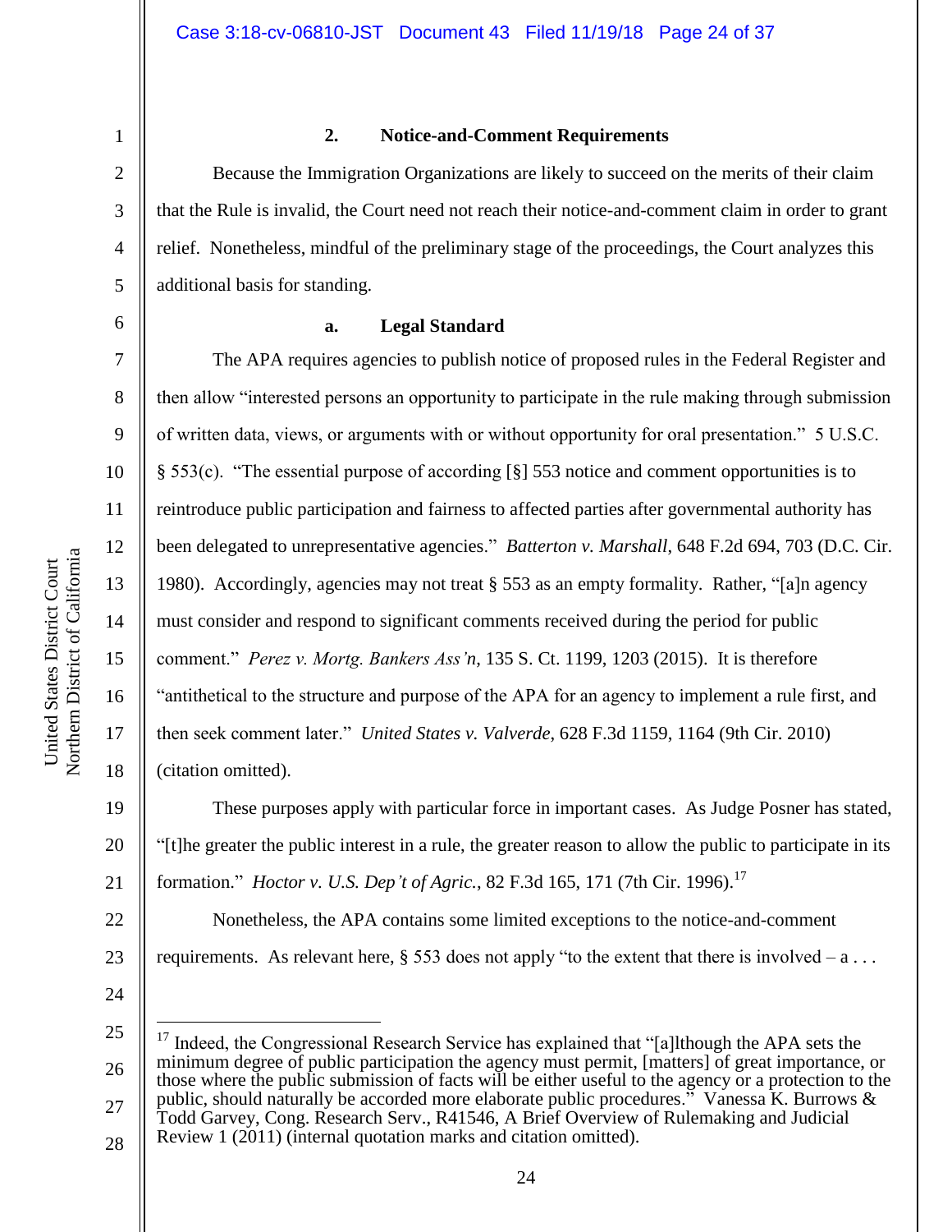### 2. Notice-and-Comment Requirements

Because the Immigration Organizations are likely to succeed on the merits of their claim that the Rule is invalid, the Court need not reach their notice-and-comment claim in order to grant relief. Nonetheless, mindful of the preliminary stage of the proceedings, the Court analyzes this additional basis for standing.

#### a. Legal Standard

The APA requires agencies to publish notice of proposed rules in the Federal Register and then allow "interested persons an opportunity to participate in the rule making through submission of written data, views, or arguments with or without opportunity for oral presentation." 5 U.S.C. § 553(c). "The essential purpose of according [§] 553 notice and comment opportunities is to reintroduce public participation and fairness to affected parties after governmental authority has been delegated to unrepresentative agencies." *Batterton v. Marshall*, 648 F.2d 694, 703 (D.C. Cir. 1980). Accordingly, agencies may not treat § 553 as an empty formality. Rather, "[a]n agency must consider and respond to significant comments received during the period for public comment." *Perez v. Mortg. Bankers Ass'n*, 135 S. Ct. 1199, 1203 (2015). It is therefore "antithetical to the structure and purpose of the APA for an agency to implement a rule first, and then seek comment later." *United States v. Valverde*, 628 F.3d 1159, 1164 (9th Cir. 2010) (citation omitted).

These purposes apply with particular force in important cases. As Judge Posner has stated, "[t]he greater the public interest in a rule, the greater reason to allow the public to participate in its formation." *Hoctor v. U.S. Dep't of Agric.*, 82 F.3d 165, 171 (7th Cir. 1996).[17]

Nonetheless, the APA contains some limited exceptions to the notice-and-comment requirements. As relevant here, § 553 does not apply "to the extent that there is involved – a . . .

---

[17] Indeed, the Congressional Research Service has explained that "[a]lthough the APA sets the minimum degree of public participation the agency must permit, [matters] of great importance, or those where the public submission of facts will be either useful to the agency or a protection to the public, should naturally be accorded more elaborate public procedures." Vanessa K. Burrows & Todd Garvey, Cong. Research Serv., R41546, A Brief Overview of Rulemaking and Judicial Review 1 (2011) (internal quotation marks and citation omitted).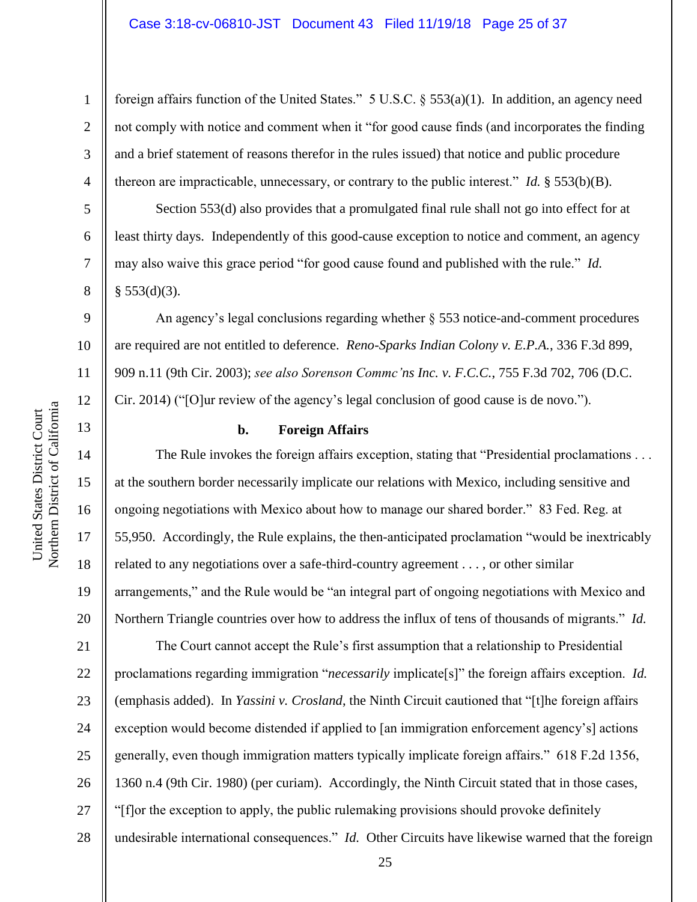foreign affairs function of the United States." 5 U.S.C. § 553(a)(1). In addition, an agency need not comply with notice and comment when it "for good cause finds (and incorporates the finding and a brief statement of reasons therefor in the rules issued) that notice and public procedure thereon are impracticable, unnecessary, or contrary to the public interest." *Id.* § 553(b)(B).

Section 553(d) also provides that a promulgated final rule shall not go into effect for at least thirty days. Independently of this good-cause exception to notice and comment, an agency may also waive this grace period "for good cause found and published with the rule." *Id.* § 553(d)(3).

An agency's legal conclusions regarding whether § 553 notice-and-comment procedures are required are not entitled to deference. *Reno-Sparks Indian Colony v. E.P.A.*, 336 F.3d 899, 909 n.11 (9th Cir. 2003); *see also Sorenson Commc'ns Inc. v. F.C.C.*, 755 F.3d 702, 706 (D.C. Cir. 2014) ("[O]ur review of the agency's legal conclusion of good cause is de novo.").

**b. Foreign Affairs**

The Rule invokes the foreign affairs exception, stating that "Presidential proclamations . . . at the southern border necessarily implicate our relations with Mexico, including sensitive and ongoing negotiations with Mexico about how to manage our shared border." 83 Fed. Reg. at 55,950. Accordingly, the Rule explains, the then-anticipated proclamation "would be inextricably related to any negotiations over a safe-third-country agreement . . . , or other similar arrangements," and the Rule would be "an integral part of ongoing negotiations with Mexico and Northern Triangle countries over how to address the influx of tens of thousands of migrants." *Id.*

The Court cannot accept the Rule's first assumption that a relationship to Presidential proclamations regarding immigration "*necessarily* implicate[s]" the foreign affairs exception. *Id.* (emphasis added). In *Yassini v. Crosland*, the Ninth Circuit cautioned that "[t]he foreign affairs exception would become distended if applied to [an immigration enforcement agency's] actions generally, even though immigration matters typically implicate foreign affairs." 618 F.2d 1356, 1360 n.4 (9th Cir. 1980) (per curiam). Accordingly, the Ninth Circuit stated that in those cases, "[f]or the exception to apply, the public rulemaking provisions should provoke definitely undesirable international consequences." *Id.* Other Circuits have likewise warned that the foreign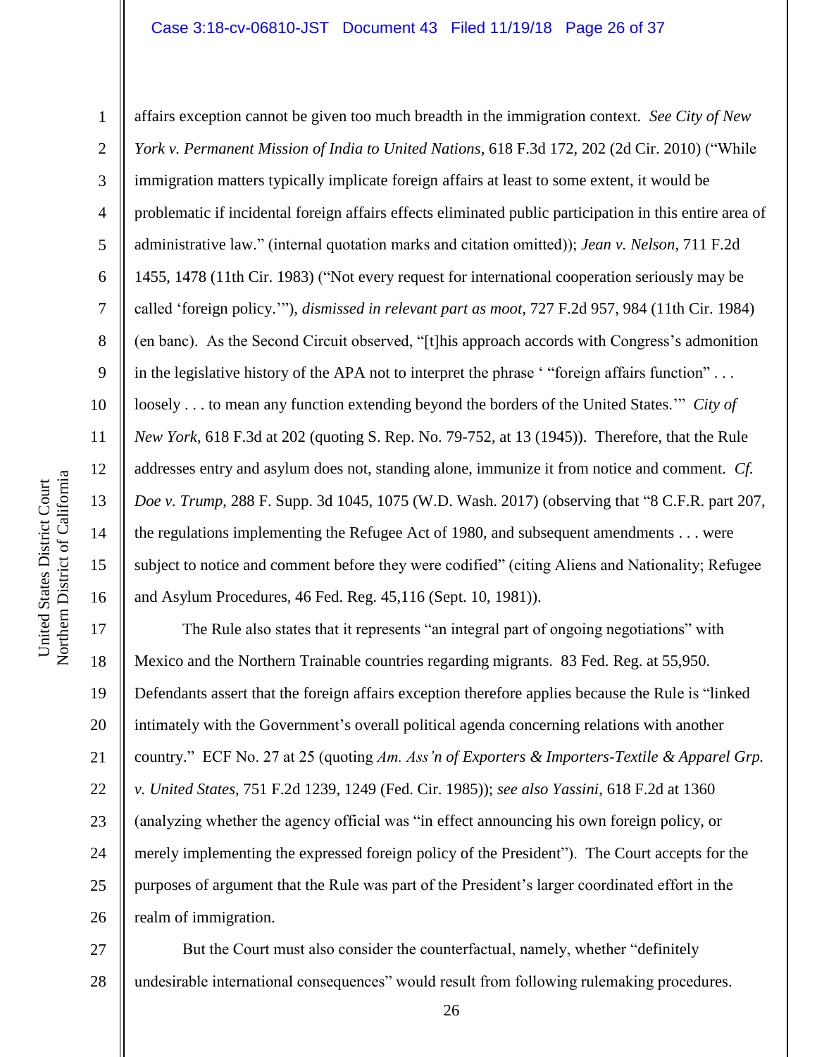affairs exception cannot be given too much breadth in the immigration context. *See City of New York v. Permanent Mission of India to United Nations*, 618 F.3d 172, 202 (2d Cir. 2010) ("While immigration matters typically implicate foreign affairs at least to some extent, it would be problematic if incidental foreign affairs effects eliminated public participation in this entire area of administrative law." (internal quotation marks and citation omitted)); *Jean v. Nelson*, 711 F.2d 1455, 1478 (11th Cir. 1983) ("Not every request for international cooperation seriously may be called 'foreign policy.'"), *dismissed in relevant part as moot*, 727 F.2d 957, 984 (11th Cir. 1984) (en banc). As the Second Circuit observed, "[t]his approach accords with Congress's admonition in the legislative history of the APA not to interpret the phrase ' "foreign affairs function" . . . loosely . . . to mean any function extending beyond the borders of the United States.'" *City of New York*, 618 F.3d at 202 (quoting S. Rep. No. 79-752, at 13 (1945)). Therefore, that the Rule addresses entry and asylum does not, standing alone, immunize it from notice and comment. *Cf. Doe v. Trump*, 288 F. Supp. 3d 1045, 1075 (W.D. Wash. 2017) (observing that "8 C.F.R. part 207, the regulations implementing the Refugee Act of 1980, and subsequent amendments . . . were subject to notice and comment before they were codified" (citing Aliens and Nationality; Refugee and Asylum Procedures, 46 Fed. Reg. 45,116 (Sept. 10, 1981)).

The Rule also states that it represents "an integral part of ongoing negotiations" with Mexico and the Northern Trainable countries regarding migrants. 83 Fed. Reg. at 55,950. Defendants assert that the foreign affairs exception therefore applies because the Rule is "linked intimately with the Government's overall political agenda concerning relations with another country." ECF No. 27 at 25 (quoting *Am. Ass'n of Exporters & Importers-Textile & Apparel Grp. v. United States*, 751 F.2d 1239, 1249 (Fed. Cir. 1985)); *see also Yassini*, 618 F.2d at 1360 (analyzing whether the agency official was "in effect announcing his own foreign policy, or merely implementing the expressed foreign policy of the President"). The Court accepts for the purposes of argument that the Rule was part of the President's larger coordinated effort in the realm of immigration.

But the Court must also consider the counterfactual, namely, whether "definitely undesirable international consequences" would result from following rulemaking procedures.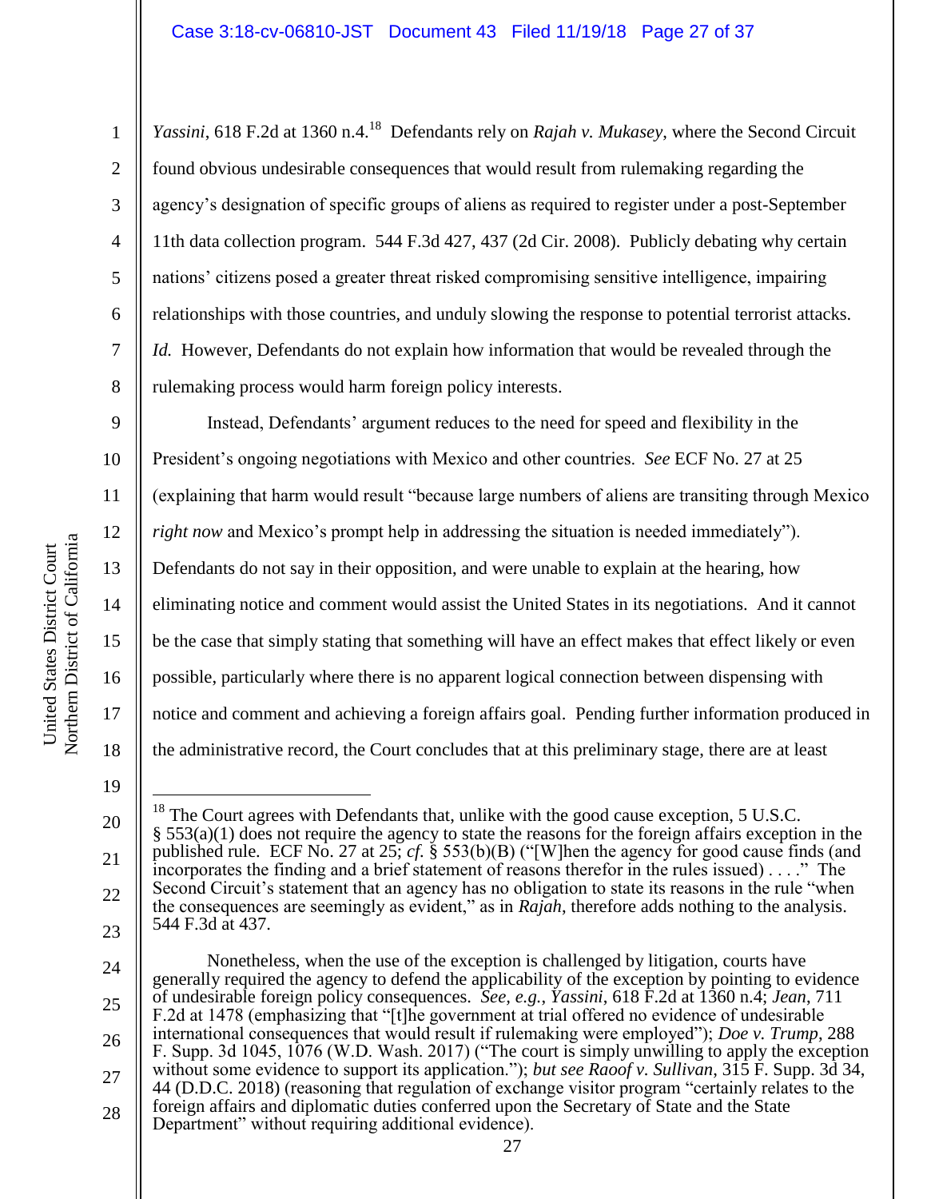*Yassini*, 618 F.2d at 1360 n.4.[18] Defendants rely on *Rajah v. Mukasey*, where the Second Circuit found obvious undesirable consequences that would result from rulemaking regarding the agency's designation of specific groups of aliens as required to register under a post-September 11th data collection program. 544 F.3d 427, 437 (2d Cir. 2008). Publicly debating why certain nations' citizens posed a greater threat risked compromising sensitive intelligence, impairing relationships with those countries, and unduly slowing the response to potential terrorist attacks. *Id.* However, Defendants do not explain how information that would be revealed through the rulemaking process would harm foreign policy interests.

Instead, Defendants' argument reduces to the need for speed and flexibility in the President's ongoing negotiations with Mexico and other countries. *See* ECF No. 27 at 25 (explaining that harm would result "because large numbers of aliens are transiting through Mexico *right now* and Mexico's prompt help in addressing the situation is needed immediately"). Defendants do not say in their opposition, and were unable to explain at the hearing, how eliminating notice and comment would assist the United States in its negotiations. And it cannot be the case that simply stating that something will have an effect makes that effect likely or even possible, particularly where there is no apparent logical connection between dispensing with notice and comment and achieving a foreign affairs goal. Pending further information produced in the administrative record, the Court concludes that at this preliminary stage, there are at least

---

[18] The Court agrees with Defendants that, unlike with the good cause exception, 5 U.S.C. § 553(a)(1) does not require the agency to state the reasons for the foreign affairs exception in the published rule. ECF No. 27 at 25; *cf.* § 553(b)(B) ("[W]hen the agency for good cause finds (and incorporates the finding and a brief statement of reasons therefor in the rules issued) . . . ." The Second Circuit's statement that an agency has no obligation to state its reasons in the rule "when the consequences are seemingly as evident," as in *Rajah*, therefore adds nothing to the analysis. 544 F.3d at 437.

Nonetheless, when the use of the exception is challenged by litigation, courts have generally required the agency to defend the applicability of the exception by pointing to evidence of undesirable foreign policy consequences. *See, e.g.*, *Yassini*, 618 F.2d at 1360 n.4; *Jean*, 711 F.2d at 1478 (emphasizing that "[t]he government at trial offered no evidence of undesirable international consequences that would result if rulemaking were employed"); *Doe v. Trump*, 288 F. Supp. 3d 1045, 1076 (W.D. Wash. 2017) ("The court is simply unwilling to apply the exception without some evidence to support its application."); *but see Raoof v. Sullivan*, 315 F. Supp. 3d 34, 44 (D.D.C. 2018) (reasoning that regulation of exchange visitor program "certainly relates to the foreign affairs and diplomatic duties conferred upon the Secretary of State and the State Department" without requiring additional evidence).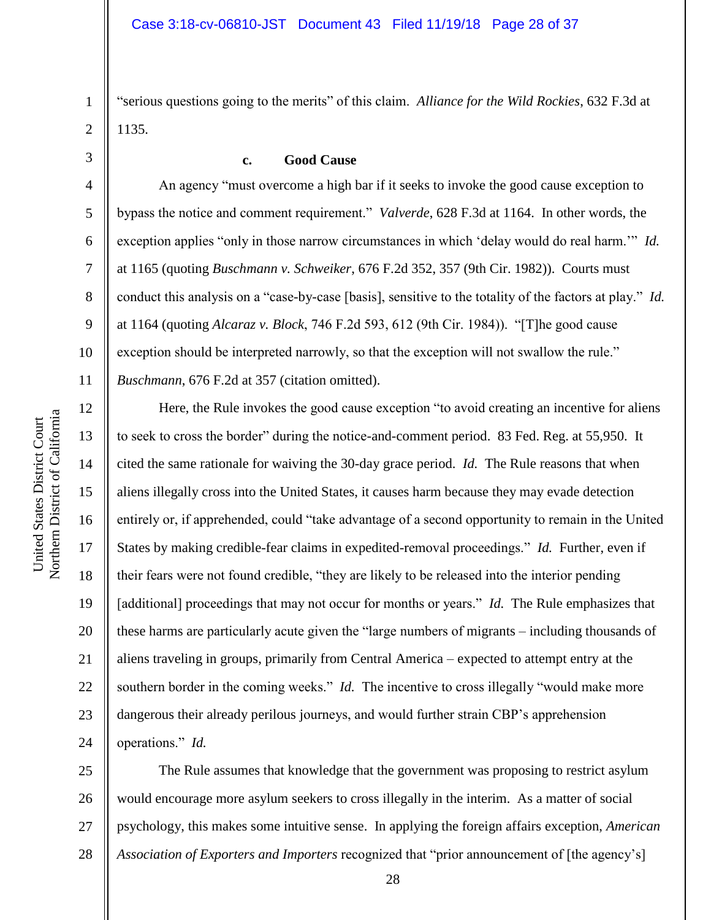"serious questions going to the merits" of this claim. *Alliance for the Wild Rockies*, 632 F.3d at 1135.

**c. Good Cause**

An agency "must overcome a high bar if it seeks to invoke the good cause exception to bypass the notice and comment requirement." *Valverde*, 628 F.3d at 1164. In other words, the exception applies "only in those narrow circumstances in which 'delay would do real harm.'" *Id.* at 1165 (quoting *Buschmann v. Schweiker*, 676 F.2d 352, 357 (9th Cir. 1982)). Courts must conduct this analysis on a "case-by-case [basis], sensitive to the totality of the factors at play." *Id.* at 1164 (quoting *Alcaraz v. Block*, 746 F.2d 593, 612 (9th Cir. 1984)). "[T]he good cause exception should be interpreted narrowly, so that the exception will not swallow the rule." *Buschmann*, 676 F.2d at 357 (citation omitted).

Here, the Rule invokes the good cause exception "to avoid creating an incentive for aliens to seek to cross the border" during the notice-and-comment period. 83 Fed. Reg. at 55,950. It cited the same rationale for waiving the 30-day grace period. *Id.* The Rule reasons that when aliens illegally cross into the United States, it causes harm because they may evade detection entirely or, if apprehended, could "take advantage of a second opportunity to remain in the United States by making credible-fear claims in expedited-removal proceedings." *Id.* Further, even if their fears were not found credible, "they are likely to be released into the interior pending [additional] proceedings that may not occur for months or years." *Id.* The Rule emphasizes that these harms are particularly acute given the "large numbers of migrants – including thousands of aliens traveling in groups, primarily from Central America – expected to attempt entry at the southern border in the coming weeks." *Id.* The incentive to cross illegally "would make more dangerous their already perilous journeys, and would further strain CBP's apprehension operations." *Id.*

The Rule assumes that knowledge that the government was proposing to restrict asylum would encourage more asylum seekers to cross illegally in the interim. As a matter of social psychology, this makes some intuitive sense. In applying the foreign affairs exception, *American Association of Exporters and Importers* recognized that "prior announcement of [the agency's]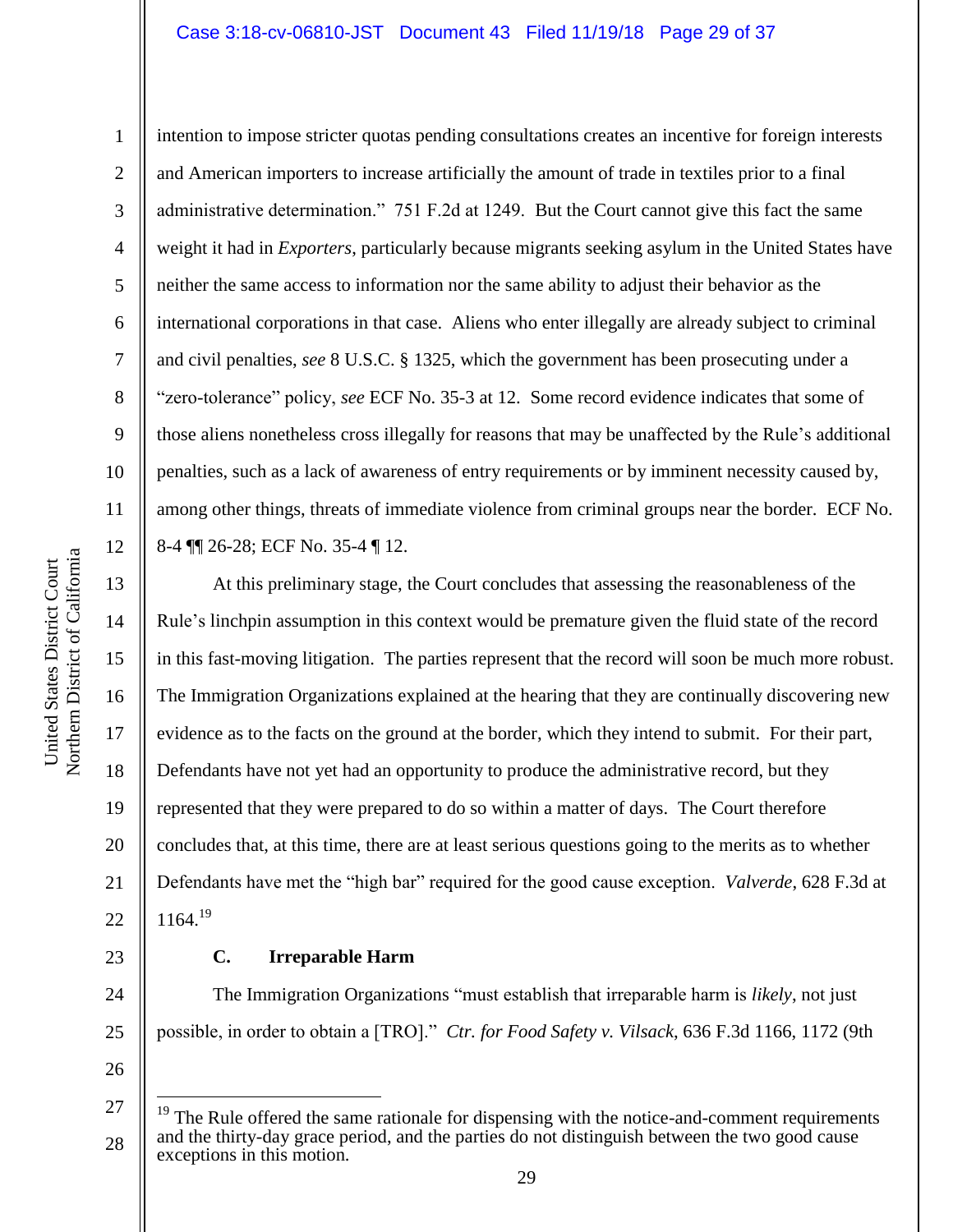intention to impose stricter quotas pending consultations creates an incentive for foreign interests and American importers to increase artificially the amount of trade in textiles prior to a final administrative determination." 751 F.2d at 1249. But the Court cannot give this fact the same weight it had in *Exporters*, particularly because migrants seeking asylum in the United States have neither the same access to information nor the same ability to adjust their behavior as the international corporations in that case. Aliens who enter illegally are already subject to criminal and civil penalties, *see* 8 U.S.C. § 1325, which the government has been prosecuting under a "zero-tolerance" policy, *see* ECF No. 35-3 at 12. Some record evidence indicates that some of those aliens nonetheless cross illegally for reasons that may be unaffected by the Rule's additional penalties, such as a lack of awareness of entry requirements or by imminent necessity caused by, among other things, threats of immediate violence from criminal groups near the border. ECF No. 8-4 ¶¶ 26-28; ECF No. 35-4 ¶ 12.

At this preliminary stage, the Court concludes that assessing the reasonableness of the Rule's linchpin assumption in this context would be premature given the fluid state of the record in this fast-moving litigation. The parties represent that the record will soon be much more robust. The Immigration Organizations explained at the hearing that they are continually discovering new evidence as to the facts on the ground at the border, which they intend to submit. For their part, Defendants have not yet had an opportunity to produce the administrative record, but they represented that they were prepared to do so within a matter of days. The Court therefore concludes that, at this time, there are at least serious questions going to the merits as to whether Defendants have met the "high bar" required for the good cause exception. *Valverde*, 628 F.3d at 1164.[19]

### C. Irreparable Harm

The Immigration Organizations "must establish that irreparable harm is *likely*, not just possible, in order to obtain a [TRO]." *Ctr. for Food Safety v. Vilsack*, 636 F.3d 1166, 1172 (9th

---

[19] The Rule offered the same rationale for dispensing with the notice-and-comment requirements and the thirty-day grace period, and the parties do not distinguish between the two good cause exceptions in this motion.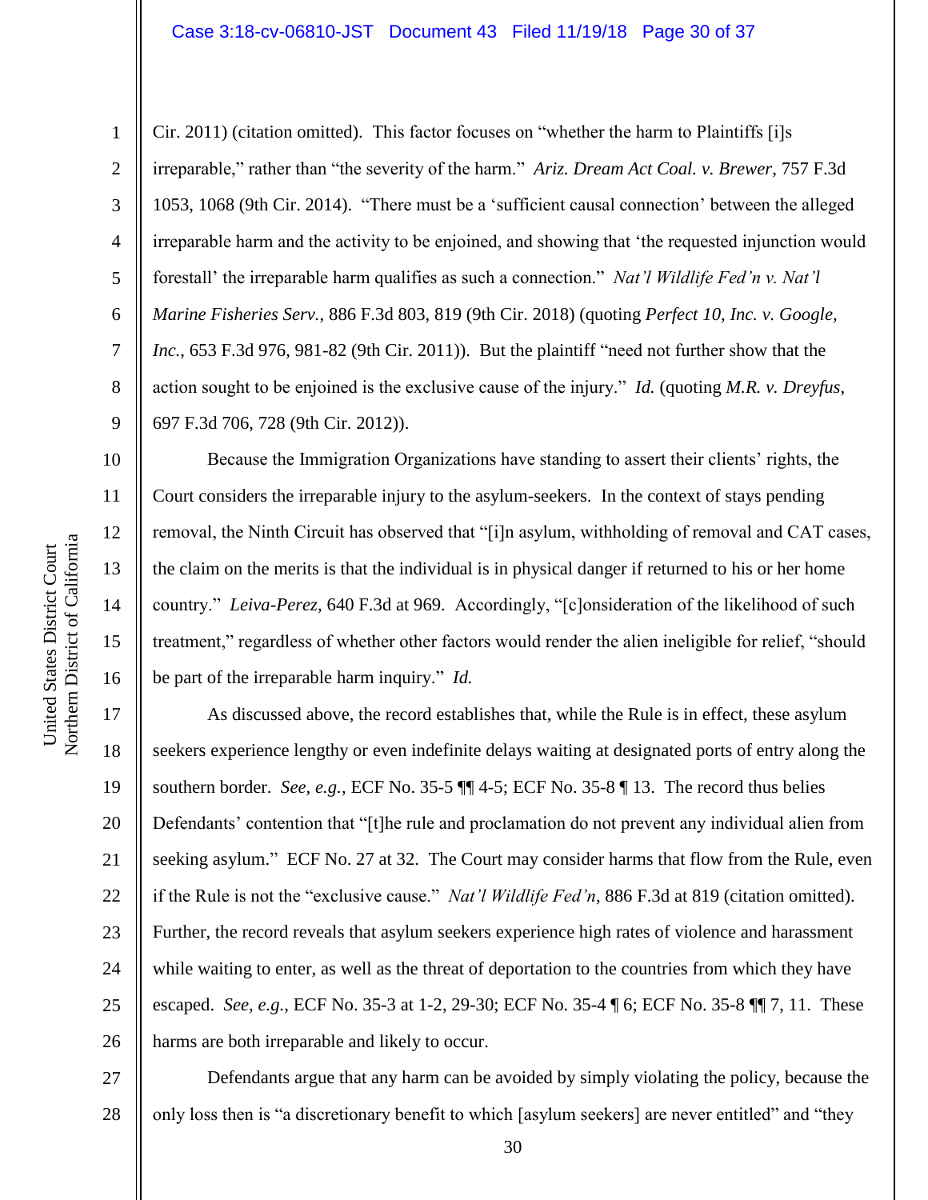Cir. 2011) (citation omitted). This factor focuses on "whether the harm to Plaintiffs [i]s irreparable," rather than "the severity of the harm." *Ariz. Dream Act Coal. v. Brewer*, 757 F.3d 1053, 1068 (9th Cir. 2014). "There must be a 'sufficient causal connection' between the alleged irreparable harm and the activity to be enjoined, and showing that 'the requested injunction would forestall' the irreparable harm qualifies as such a connection." *Nat'l Wildlife Fed'n v. Nat'l Marine Fisheries Serv.*, 886 F.3d 803, 819 (9th Cir. 2018) (quoting *Perfect 10, Inc. v. Google, Inc.*, 653 F.3d 976, 981-82 (9th Cir. 2011)). But the plaintiff "need not further show that the action sought to be enjoined is the exclusive cause of the injury." *Id.* (quoting *M.R. v. Dreyfus*, 697 F.3d 706, 728 (9th Cir. 2012)).

Because the Immigration Organizations have standing to assert their clients' rights, the Court considers the irreparable injury to the asylum-seekers. In the context of stays pending removal, the Ninth Circuit has observed that "[i]n asylum, withholding of removal and CAT cases, the claim on the merits is that the individual is in physical danger if returned to his or her home country." *Leiva-Perez*, 640 F.3d at 969. Accordingly, "[c]onsideration of the likelihood of such treatment," regardless of whether other factors would render the alien ineligible for relief, "should be part of the irreparable harm inquiry." *Id.*

As discussed above, the record establishes that, while the Rule is in effect, these asylum seekers experience lengthy or even indefinite delays waiting at designated ports of entry along the southern border. *See, e.g.*, ECF No. 35-5 ¶¶ 4-5; ECF No. 35-8 ¶ 13. The record thus belies Defendants' contention that "[t]he rule and proclamation do not prevent any individual alien from seeking asylum." ECF No. 27 at 32. The Court may consider harms that flow from the Rule, even if the Rule is not the "exclusive cause." *Nat'l Wildlife Fed'n*, 886 F.3d at 819 (citation omitted). Further, the record reveals that asylum seekers experience high rates of violence and harassment while waiting to enter, as well as the threat of deportation to the countries from which they have escaped. *See, e.g.*, ECF No. 35-3 at 1-2, 29-30; ECF No. 35-4 ¶ 6; ECF No. 35-8 ¶¶ 7, 11. These harms are both irreparable and likely to occur.

Defendants argue that any harm can be avoided by simply violating the policy, because the only loss then is "a discretionary benefit to which [asylum seekers] are never entitled" and "they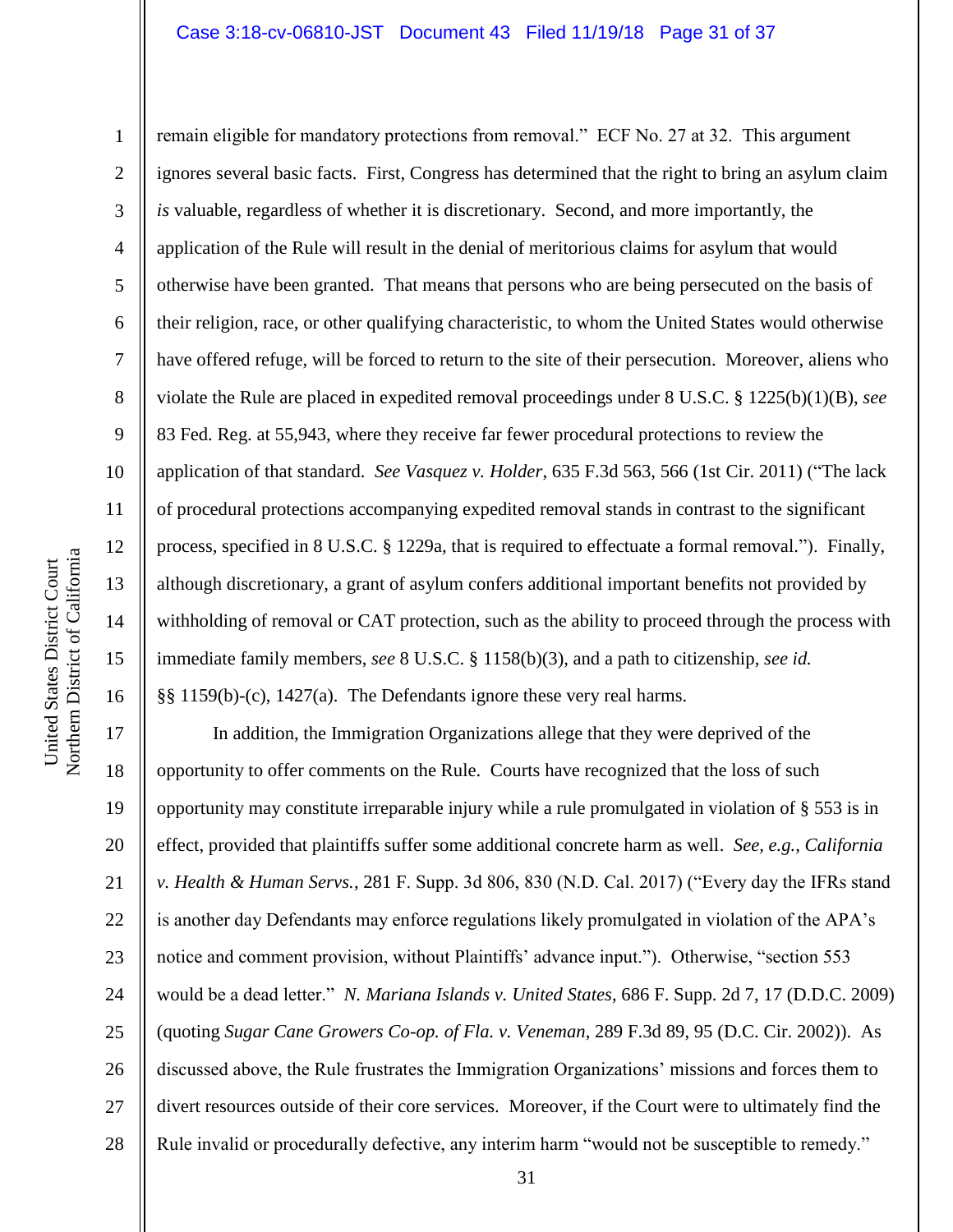remain eligible for mandatory protections from removal." ECF No. 27 at 32. This argument ignores several basic facts. First, Congress has determined that the right to bring an asylum claim *is* valuable, regardless of whether it is discretionary. Second, and more importantly, the application of the Rule will result in the denial of meritorious claims for asylum that would otherwise have been granted. That means that persons who are being persecuted on the basis of their religion, race, or other qualifying characteristic, to whom the United States would otherwise have offered refuge, will be forced to return to the site of their persecution. Moreover, aliens who violate the Rule are placed in expedited removal proceedings under 8 U.S.C. § 1225(b)(1)(B), *see* 83 Fed. Reg. at 55,943, where they receive far fewer procedural protections to review the application of that standard. *See Vasquez v. Holder*, 635 F.3d 563, 566 (1st Cir. 2011) ("The lack of procedural protections accompanying expedited removal stands in contrast to the significant process, specified in 8 U.S.C. § 1229a, that is required to effectuate a formal removal."). Finally, although discretionary, a grant of asylum confers additional important benefits not provided by withholding of removal or CAT protection, such as the ability to proceed through the process with immediate family members, *see* 8 U.S.C. § 1158(b)(3), and a path to citizenship, *see id.* §§ 1159(b)-(c), 1427(a). The Defendants ignore these very real harms.

In addition, the Immigration Organizations allege that they were deprived of the opportunity to offer comments on the Rule. Courts have recognized that the loss of such opportunity may constitute irreparable injury while a rule promulgated in violation of § 553 is in effect, provided that plaintiffs suffer some additional concrete harm as well. *See, e.g.*, *California v. Health & Human Servs.*, 281 F. Supp. 3d 806, 830 (N.D. Cal. 2017) ("Every day the IFRs stand is another day Defendants may enforce regulations likely promulgated in violation of the APA's notice and comment provision, without Plaintiffs' advance input."). Otherwise, "section 553 would be a dead letter." *N. Mariana Islands v. United States*, 686 F. Supp. 2d 7, 17 (D.D.C. 2009) (quoting *Sugar Cane Growers Co-op. of Fla. v. Veneman*, 289 F.3d 89, 95 (D.C. Cir. 2002)). As discussed above, the Rule frustrates the Immigration Organizations' missions and forces them to divert resources outside of their core services. Moreover, if the Court were to ultimately find the Rule invalid or procedurally defective, any interim harm "would not be susceptible to remedy."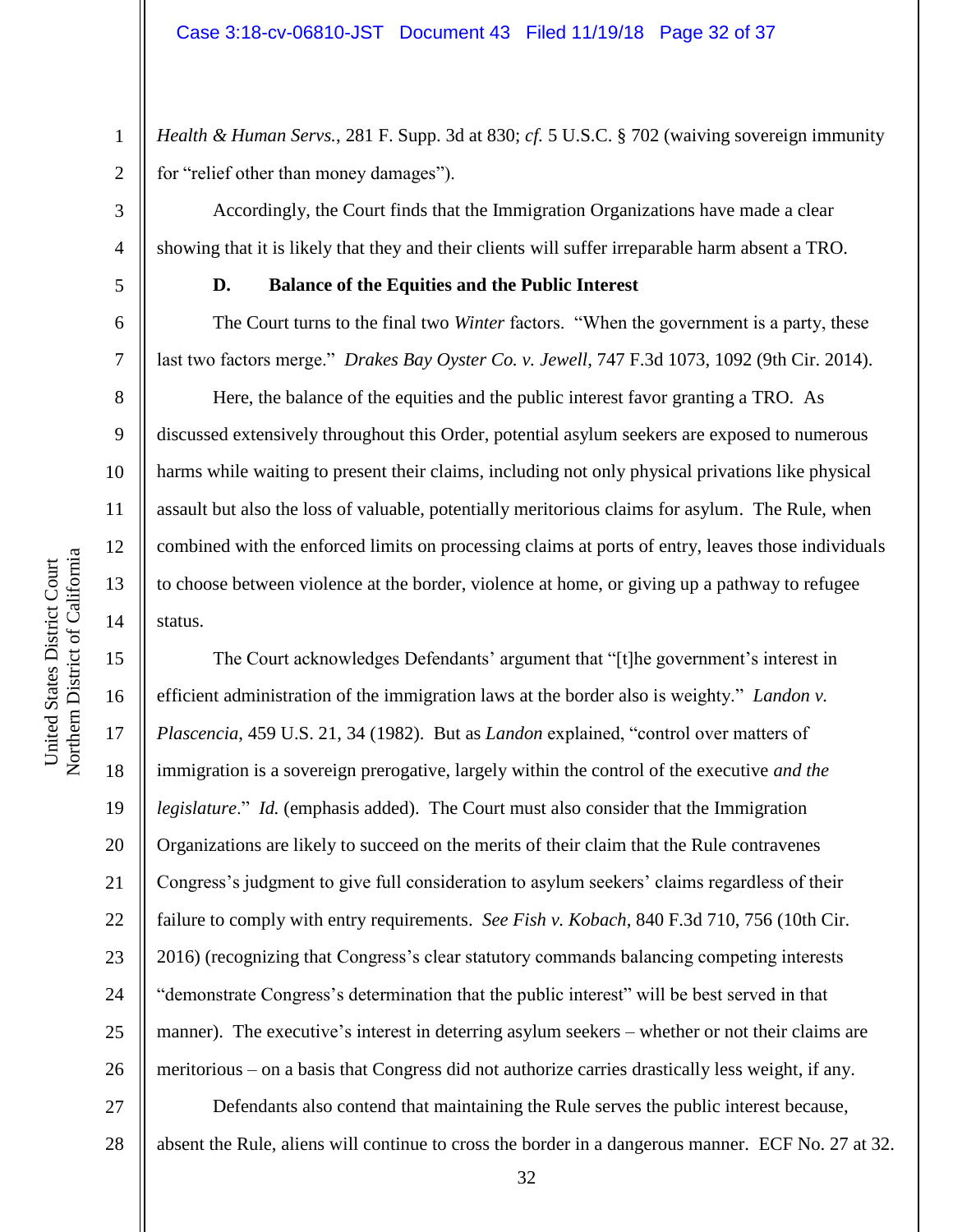*Health & Human Servs.*, 281 F. Supp. 3d at 830; *cf.* 5 U.S.C. § 702 (waiving sovereign immunity for "relief other than money damages").

Accordingly, the Court finds that the Immigration Organizations have made a clear showing that it is likely that they and their clients will suffer irreparable harm absent a TRO.

**D. Balance of the Equities and the Public Interest**

The Court turns to the final two *Winter* factors. "When the government is a party, these last two factors merge." *Drakes Bay Oyster Co. v. Jewell*, 747 F.3d 1073, 1092 (9th Cir. 2014).

Here, the balance of the equities and the public interest favor granting a TRO. As discussed extensively throughout this Order, potential asylum seekers are exposed to numerous harms while waiting to present their claims, including not only physical privations like physical assault but also the loss of valuable, potentially meritorious claims for asylum. The Rule, when combined with the enforced limits on processing claims at ports of entry, leaves those individuals to choose between violence at the border, violence at home, or giving up a pathway to refugee status.

The Court acknowledges Defendants' argument that "[t]he government's interest in efficient administration of the immigration laws at the border also is weighty." *Landon v. Plascencia*, 459 U.S. 21, 34 (1982). But as *Landon* explained, "control over matters of immigration is a sovereign prerogative, largely within the control of the executive *and the legislature*." *Id.* (emphasis added). The Court must also consider that the Immigration Organizations are likely to succeed on the merits of their claim that the Rule contravenes Congress's judgment to give full consideration to asylum seekers' claims regardless of their failure to comply with entry requirements. *See Fish v. Kobach*, 840 F.3d 710, 756 (10th Cir. 2016) (recognizing that Congress's clear statutory commands balancing competing interests "demonstrate Congress's determination that the public interest" will be best served in that manner). The executive's interest in deterring asylum seekers – whether or not their claims are meritorious – on a basis that Congress did not authorize carries drastically less weight, if any.

Defendants also contend that maintaining the Rule serves the public interest because, absent the Rule, aliens will continue to cross the border in a dangerous manner. ECF No. 27 at 32.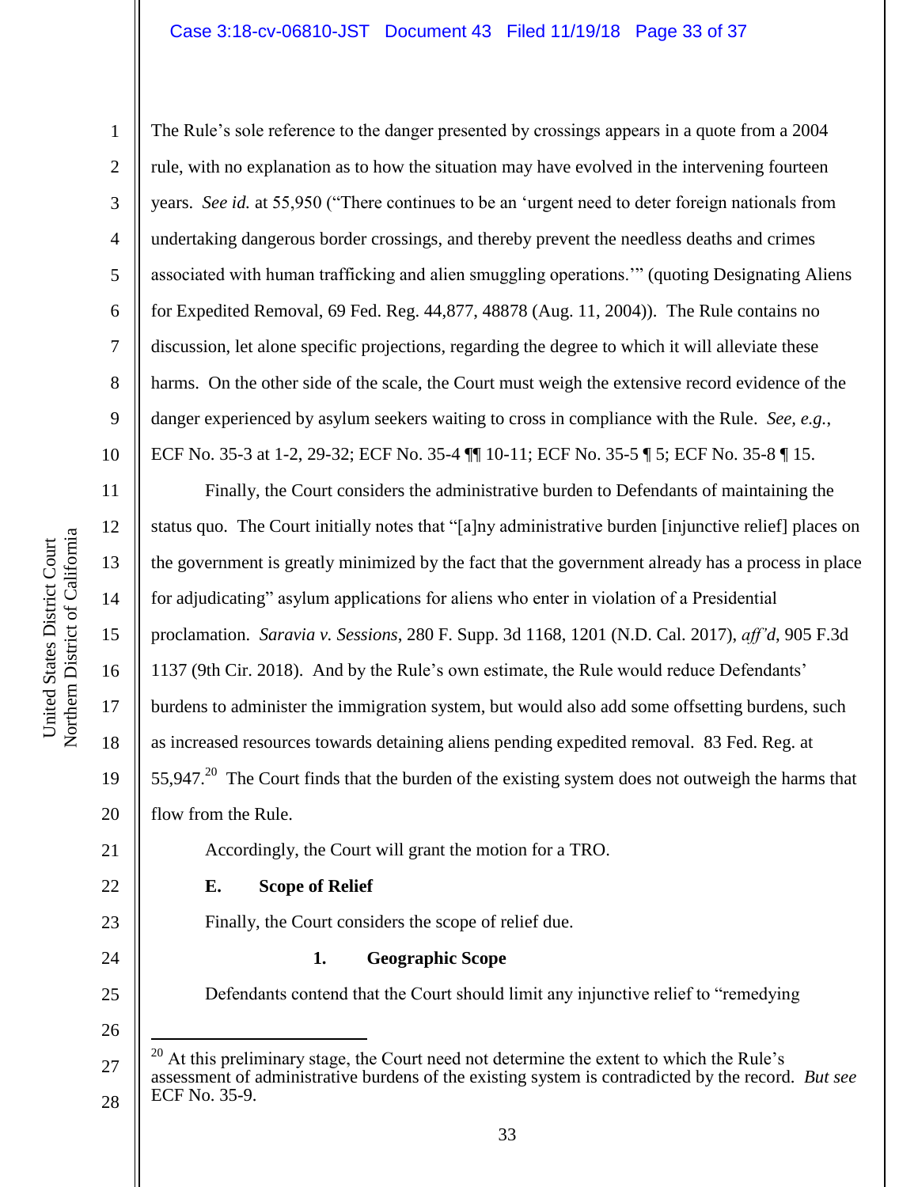The Rule's sole reference to the danger presented by crossings appears in a quote from a 2004 rule, with no explanation as to how the situation may have evolved in the intervening fourteen years. *See id.* at 55,950 ("There continues to be an 'urgent need to deter foreign nationals from undertaking dangerous border crossings, and thereby prevent the needless deaths and crimes associated with human trafficking and alien smuggling operations.'" (quoting Designating Aliens for Expedited Removal, 69 Fed. Reg. 44,877, 48878 (Aug. 11, 2004)). The Rule contains no discussion, let alone specific projections, regarding the degree to which it will alleviate these harms. On the other side of the scale, the Court must weigh the extensive record evidence of the danger experienced by asylum seekers waiting to cross in compliance with the Rule. *See, e.g.*, ECF No. 35-3 at 1-2, 29-32; ECF No. 35-4 ¶¶ 10-11; ECF No. 35-5 ¶ 5; ECF No. 35-8 ¶ 15.

Finally, the Court considers the administrative burden to Defendants of maintaining the status quo. The Court initially notes that "[a]ny administrative burden [injunctive relief] places on the government is greatly minimized by the fact that the government already has a process in place for adjudicating" asylum applications for aliens who enter in violation of a Presidential proclamation. *Saravia v. Sessions*, 280 F. Supp. 3d 1168, 1201 (N.D. Cal. 2017), *aff'd*, 905 F.3d 1137 (9th Cir. 2018). And by the Rule's own estimate, the Rule would reduce Defendants' burdens to administer the immigration system, but would also add some offsetting burdens, such as increased resources towards detaining aliens pending expedited removal. 83 Fed. Reg. at 55,947.[20] The Court finds that the burden of the existing system does not outweigh the harms that flow from the Rule.

Accordingly, the Court will grant the motion for a TRO.

### E. Scope of Relief

Finally, the Court considers the scope of relief due.

#### 1. Geographic Scope

Defendants contend that the Court should limit any injunctive relief to "remedying

---

[20] At this preliminary stage, the Court need not determine the extent to which the Rule's assessment of administrative burdens of the existing system is contradicted by the record. *But see* ECF No. 35-9.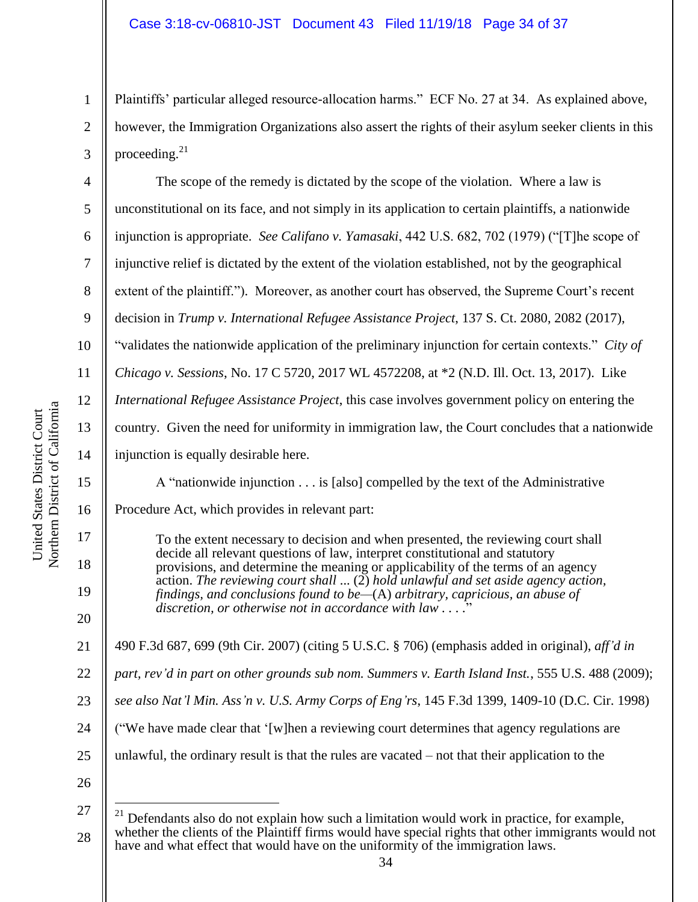Plaintiffs' particular alleged resource-allocation harms." ECF No. 27 at 34. As explained above, however, the Immigration Organizations also assert the rights of their asylum seeker clients in this proceeding.[21]

The scope of the remedy is dictated by the scope of the violation. Where a law is unconstitutional on its face, and not simply in its application to certain plaintiffs, a nationwide injunction is appropriate. *See Califano v. Yamasaki*, 442 U.S. 682, 702 (1979) ("[T]he scope of injunctive relief is dictated by the extent of the violation established, not by the geographical extent of the plaintiff."). Moreover, as another court has observed, the Supreme Court's recent decision in *Trump v. International Refugee Assistance Project*, 137 S. Ct. 2080, 2082 (2017), "validates the nationwide application of the preliminary injunction for certain contexts." *City of Chicago v. Sessions*, No. 17 C 5720, 2017 WL 4572208, at *2 (N.D. Ill. Oct. 13, 2017). Like *International Refugee Assistance Project*, this case involves government policy on entering the country. Given the need for uniformity in immigration law, the Court concludes that a nationwide injunction is equally desirable here.

A "nationwide injunction . . . is [also] compelled by the text of the Administrative Procedure Act, which provides in relevant part:

> To the extent necessary to decision and when presented, the reviewing court shall decide all relevant questions of law, interpret constitutional and statutory provisions, and determine the meaning or applicability of the terms of an agency action. *The reviewing court shall* ... (2) *hold unlawful and set aside agency action, findings, and conclusions found to be*—(A) *arbitrary, capricious, an abuse of discretion, or otherwise not in accordance with law* . . . ."

490 F.3d 687, 699 (9th Cir. 2007) (citing 5 U.S.C. § 706) (emphasis added in original), *aff'd in part, rev'd in part on other grounds sub nom. Summers v. Earth Island Inst.*, 555 U.S. 488 (2009); *see also Nat'l Min. Ass'n v. U.S. Army Corps of Eng'rs*, 145 F.3d 1399, 1409-10 (D.C. Cir. 1998) ("We have made clear that '[w]hen a reviewing court determines that agency regulations are unlawful, the ordinary result is that the rules are vacated – not that their application to the

---

[21] Defendants also do not explain how such a limitation would work in practice, for example, whether the clients of the Plaintiff firms would have special rights that other immigrants would not have and what effect that would have on the uniformity of the immigration laws.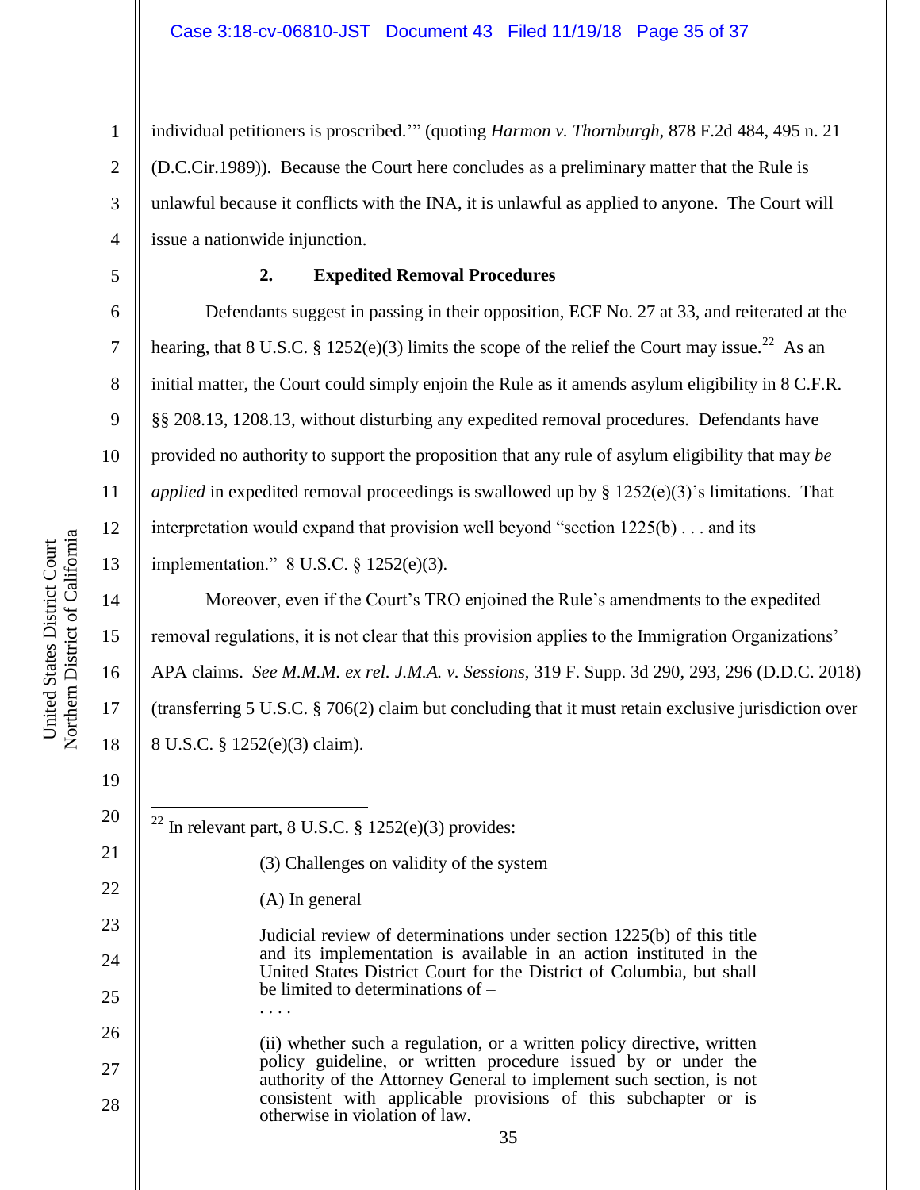individual petitioners is proscribed.'" (quoting *Harmon v. Thornburgh*, 878 F.2d 484, 495 n. 21 (D.C.Cir.1989)). Because the Court here concludes as a preliminary matter that the Rule is unlawful because it conflicts with the INA, it is unlawful as applied to anyone. The Court will issue a nationwide injunction.

### 2. Expedited Removal Procedures

Defendants suggest in passing in their opposition, ECF No. 27 at 33, and reiterated at the hearing, that 8 U.S.C. § 1252(e)(3) limits the scope of the relief the Court may issue.[22] As an initial matter, the Court could simply enjoin the Rule as it amends asylum eligibility in 8 C.F.R. §§ 208.13, 1208.13, without disturbing any expedited removal procedures. Defendants have provided no authority to support the proposition that any rule of asylum eligibility that may *be applied* in expedited removal proceedings is swallowed up by § 1252(e)(3)'s limitations. That interpretation would expand that provision well beyond "section 1225(b) . . . and its implementation." 8 U.S.C. § 1252(e)(3).

Moreover, even if the Court's TRO enjoined the Rule's amendments to the expedited removal regulations, it is not clear that this provision applies to the Immigration Organizations' APA claims. *See M.M.M. ex rel. J.M.A. v. Sessions*, 319 F. Supp. 3d 290, 293, 296 (D.D.C. 2018) (transferring 5 U.S.C. § 706(2) claim but concluding that it must retain exclusive jurisdiction over 8 U.S.C. § 1252(e)(3) claim).

---

[22] In relevant part, 8 U.S.C. § 1252(e)(3) provides:

> (3) Challenges on validity of the system
>
> (A) In general
>
> Judicial review of determinations under section 1225(b) of this title and its implementation is available in an action instituted in the United States District Court for the District of Columbia, but shall be limited to determinations of –
>
> . . . .
>
> (ii) whether such a regulation, or a written policy directive, written policy guideline, or written procedure issued by or under the authority of the Attorney General to implement such section, is not consistent with applicable provisions of this subchapter or is otherwise in violation of law.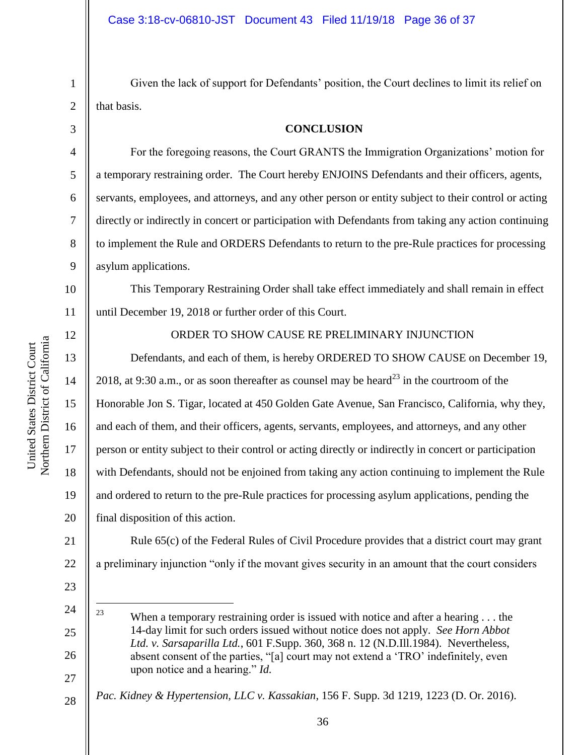Given the lack of support for Defendants' position, the Court declines to limit its relief on that basis.

## CONCLUSION

For the foregoing reasons, the Court GRANTS the Immigration Organizations' motion for a temporary restraining order. The Court hereby ENJOINS Defendants and their officers, agents, servants, employees, and attorneys, and any other person or entity subject to their control or acting directly or indirectly in concert or participation with Defendants from taking any action continuing to implement the Rule and ORDERS Defendants to return to the pre-Rule practices for processing asylum applications.

This Temporary Restraining Order shall take effect immediately and shall remain in effect until December 19, 2018 or further order of this Court.

ORDER TO SHOW CAUSE RE PRELIMINARY INJUNCTION

Defendants, and each of them, is hereby ORDERED TO SHOW CAUSE on December 19, 2018, at 9:30 a.m., or as soon thereafter as counsel may be heard[23] in the courtroom of the Honorable Jon S. Tigar, located at 450 Golden Gate Avenue, San Francisco, California, why they, and each of them, and their officers, agents, servants, employees, and attorneys, and any other person or entity subject to their control or acting directly or indirectly in concert or participation with Defendants, should not be enjoined from taking any action continuing to implement the Rule and ordered to return to the pre-Rule practices for processing asylum applications, pending the final disposition of this action.

Rule 65(c) of the Federal Rules of Civil Procedure provides that a district court may grant a preliminary injunction "only if the movant gives security in an amount that the court considers

---

[23] When a temporary restraining order is issued with notice and after a hearing . . . the 14-day limit for such orders issued without notice does not apply. *See Horn Abbot Ltd. v. Sarsaparilla Ltd.*, 601 F.Supp. 360, 368 n. 12 (N.D.Ill.1984). Nevertheless, absent consent of the parties, "[a] court may not extend a 'TRO' indefinitely, even upon notice and a hearing." *Id.*

*Pac. Kidney & Hypertension, LLC v. Kassakian*, 156 F. Supp. 3d 1219, 1223 (D. Or. 2016).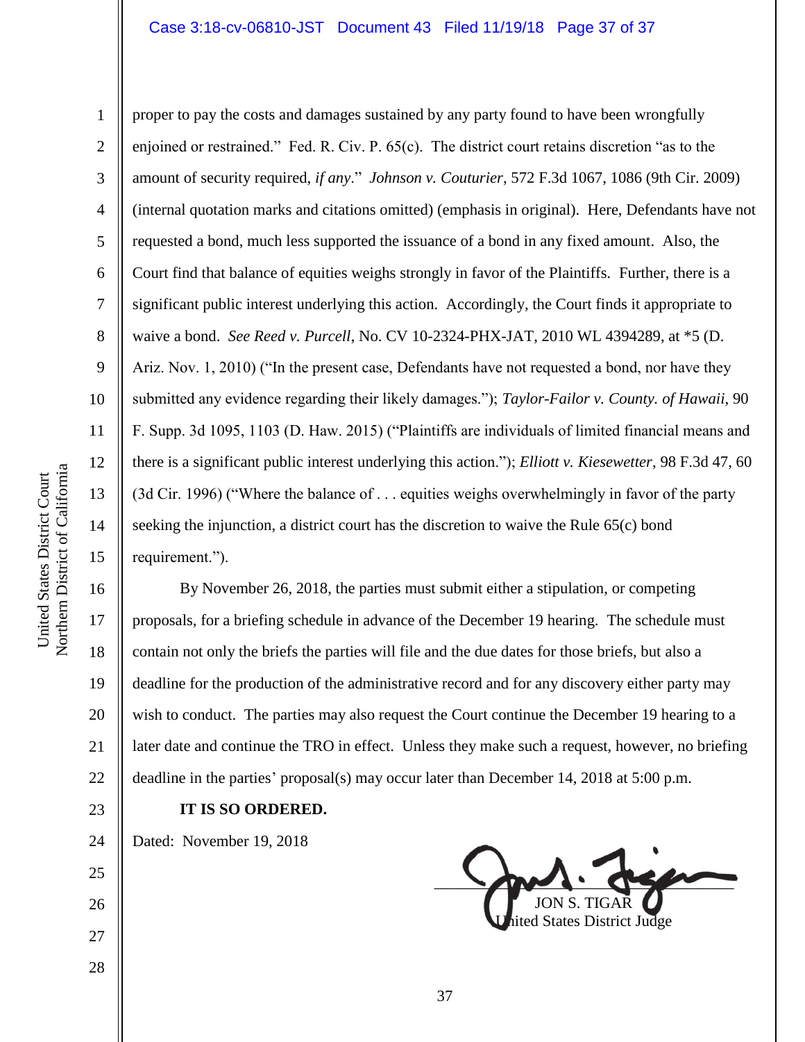proper to pay the costs and damages sustained by any party found to have been wrongfully enjoined or restrained." Fed. R. Civ. P. 65(c). The district court retains discretion "as to the amount of security required, *if any*." *Johnson v. Couturier*, 572 F.3d 1067, 1086 (9th Cir. 2009) (internal quotation marks and citations omitted) (emphasis in original). Here, Defendants have not requested a bond, much less supported the issuance of a bond in any fixed amount. Also, the Court find that balance of equities weighs strongly in favor of the Plaintiffs. Further, there is a significant public interest underlying this action. Accordingly, the Court finds it appropriate to waive a bond. *See Reed v. Purcell*, No. CV 10-2324-PHX-JAT, 2010 WL 4394289, at *5 (D. Ariz. Nov. 1, 2010) ("In the present case, Defendants have not requested a bond, nor have they submitted any evidence regarding their likely damages."); *Taylor-Failor v. County. of Hawaii*, 90 F. Supp. 3d 1095, 1103 (D. Haw. 2015) ("Plaintiffs are individuals of limited financial means and there is a significant public interest underlying this action."); *Elliott v. Kiesewetter*, 98 F.3d 47, 60 (3d Cir. 1996) ("Where the balance of . . . equities weighs overwhelmingly in favor of the party seeking the injunction, a district court has the discretion to waive the Rule 65(c) bond requirement.").

By November 26, 2018, the parties must submit either a stipulation, or competing proposals, for a briefing schedule in advance of the December 19 hearing. The schedule must contain not only the briefs the parties will file and the due dates for those briefs, but also a deadline for the production of the administrative record and for any discovery either party may wish to conduct. The parties may also request the Court continue the December 19 hearing to a later date and continue the TRO in effect. Unless they make such a request, however, no briefing deadline in the parties' proposal(s) may occur later than December 14, 2018 at 5:00 p.m.

**IT IS SO ORDERED.**

Dated: November 19, 2018

JON S. TIGAR
United States District Judge